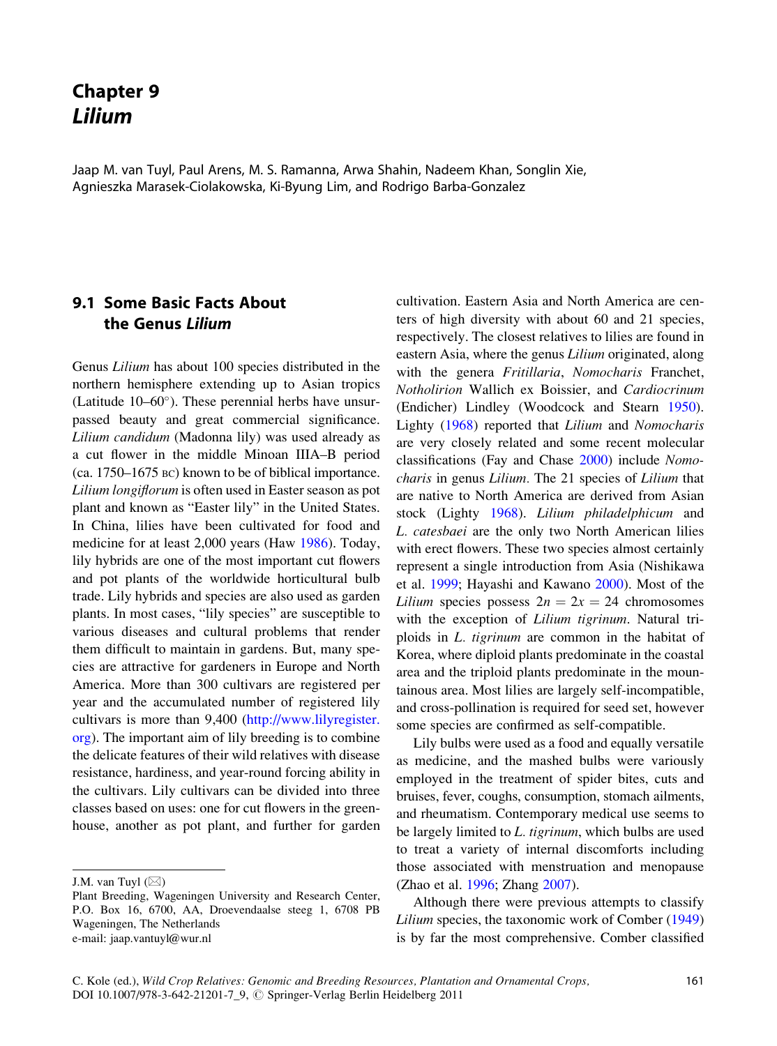# Chapter 9
# *Lilium*

Jaap M. van Tuyl, Paul Arens, M. S. Ramanna, Arwa Shahin, Nadeem Khan, Songlin Xie, Agnieszka Marasek-Ciolakowska, Ki-Byung Lim, and Rodrigo Barba-Gonzalez

## 9.1 Some Basic Facts About the Genus *Lilium*

Genus *Lilium* has about 100 species distributed in the northern hemisphere extending up to Asian tropics (Latitude 10–60°). These perennial herbs have unsurpassed beauty and great commercial significance. *Lilium candidum* (Madonna lily) was used already as a cut flower in the middle Minoan IIIA–B period (ca. 1750–1675 BC) known to be of biblical importance. *Lilium longiflorum* is often used in Easter season as pot plant and known as "Easter lily" in the United States. In China, lilies have been cultivated for food and medicine for at least 2,000 years (Haw 1986). Today, lily hybrids are one of the most important cut flowers and pot plants of the worldwide horticultural bulb trade. Lily hybrids and species are also used as garden plants. In most cases, "lily species" are susceptible to various diseases and cultural problems that render them difficult to maintain in gardens. But, many species are attractive for gardeners in Europe and North America. More than 300 cultivars are registered per year and the accumulated number of registered lily cultivars is more than 9,400 (http://www.lilyregister.org). The important aim of lily breeding is to combine the delicate features of their wild relatives with disease resistance, hardiness, and year-round forcing ability in the cultivars. Lily cultivars can be divided into three classes based on uses: one for cut flowers in the greenhouse, another as pot plant, and further for garden cultivation. Eastern Asia and North America are centers of high diversity with about 60 and 21 species, respectively. The closest relatives to lilies are found in eastern Asia, where the genus *Lilium* originated, along with the genera *Fritillaria*, *Nomocharis* Franchet, *Notholirion* Wallich ex Boissier, and *Cardiocrinum* (Endicher) Lindley (Woodcock and Stearn 1950). Lighty (1968) reported that *Lilium* and *Nomocharis* are very closely related and some recent molecular classifications (Fay and Chase 2000) include *Nomocharis* in genus *Lilium*. The 21 species of *Lilium* that are native to North America are derived from Asian stock (Lighty 1968). *Lilium philadelphicum* and *L. catesbaei* are the only two North American lilies with erect flowers. These two species almost certainly represent a single introduction from Asia (Nishikawa et al. 1999; Hayashi and Kawano 2000). Most of the *Lilium* species possess $2n = 2x = 24$ chromosomes with the exception of *Lilium tigrinum*. Natural triploids in *L. tigrinum* are common in the habitat of Korea, where diploid plants predominate in the coastal area and the triploid plants predominate in the mountainous area. Most lilies are largely self-incompatible, and cross-pollination is required for seed set, however some species are confirmed as self-compatible.

Lily bulbs were used as a food and equally versatile as medicine, and the mashed bulbs were variously employed in the treatment of spider bites, cuts and bruises, fever, coughs, consumption, stomach ailments, and rheumatism. Contemporary medical use seems to be largely limited to *L. tigrinum*, which bulbs are used to treat a variety of internal discomforts including those associated with menstruation and menopause (Zhao et al. 1996; Zhang 2007).

Although there were previous attempts to classify *Lilium* species, the taxonomic work of Comber (1949) is by far the most comprehensive. Comber classified

---

J.M. van Tuyl (✉)
Plant Breeding, Wageningen University and Research Center, P.O. Box 16, 6700, AA, Droevendaalse steeg 1, 6708 PB Wageningen, The Netherlands
e-mail: jaap.vantuyl@wur.nl

C. Kole (ed.), *Wild Crop Relatives: Genomic and Breeding Resources, Plantation and Ornamental Crops*, DOI 10.1007/978-3-642-21201-7_9, © Springer-Verlag Berlin Heidelberg 2011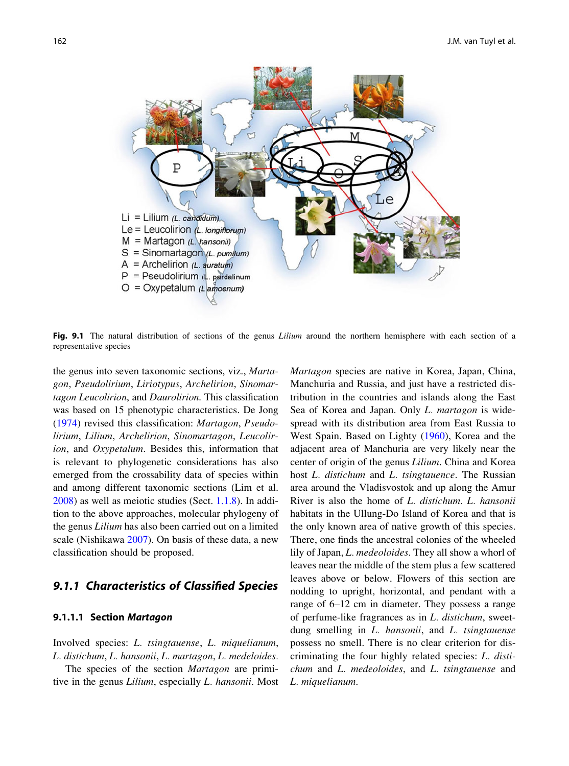Li = Lilium (*L. candidum*)
Le = Leucolirion (*L. longiflorum*)
M = Martagon (*L. hansonii*)
S = Sinomartagon (*L. pumilum*)
A = Archelirion (*L. auratum*)
P = Pseudolirium (*L. pardalinum*
O = Oxypetalum (*L amoenum*)

**Fig. 9.1** The natural distribution of sections of the genus *Lilium* around the northern hemisphere with each section of a representative species

the genus into seven taxonomic sections, viz., *Martagon*, *Pseudolirium*, *Liriotypus*, *Archelirion*, *Sinomartagon Leucolirion*, and *Daurolirion*. This classification was based on 15 phenotypic characteristics. De Jong (1974) revised this classification: *Martagon*, *Pseudolirium*, *Lilium*, *Archelirion*, *Sinomartagon*, *Leucolirion*, and *Oxypetalum*. Besides this, information that is relevant to phylogenetic considerations has also emerged from the crossability data of species within and among different taxonomic sections (Lim et al. 2008) as well as meiotic studies (Sect. 1.1.8). In addition to the above approaches, molecular phylogeny of the genus *Lilium* has also been carried out on a limited scale (Nishikawa 2007). On basis of these data, a new classification should be proposed.

### 9.1.1 Characteristics of Classified Species

#### 9.1.1.1 Section *Martagon*

Involved species: *L. tsingtauense*, *L. miquelianum*, *L. distichum*, *L. hansonii*, *L. martagon*, *L. medeloides*.

The species of the section *Martagon* are primitive in the genus *Lilium*, especially *L. hansonii*. Most *Martagon* species are native in Korea, Japan, China, Manchuria and Russia, and just have a restricted distribution in the countries and islands along the East Sea of Korea and Japan. Only *L. martagon* is widespread with its distribution area from East Russia to West Spain. Based on Lighty (1960), Korea and the adjacent area of Manchuria are very likely near the center of origin of the genus *Lilium*. China and Korea host *L. distichum* and *L. tsingtauence*. The Russian area around the Vladisvostok and up along the Amur River is also the home of *L. distichum*. *L. hansonii* habitats in the Ullung-Do Island of Korea and that is the only known area of native growth of this species. There, one finds the ancestral colonies of the wheeled lily of Japan, *L. medeoloides*. They all show a whorl of leaves near the middle of the stem plus a few scattered leaves above or below. Flowers of this section are nodding to upright, horizontal, and pendant with a range of 6–12 cm in diameter. They possess a range of perfume-like fragrances as in *L. distichum*, sweet-dung smelling in *L. hansonii*, and *L. tsingtauense* possess no smell. There is no clear criterion for discriminating the four highly related species: *L. distichum* and *L. medeoloides*, and *L. tsingtauense* and *L. miquelianum*.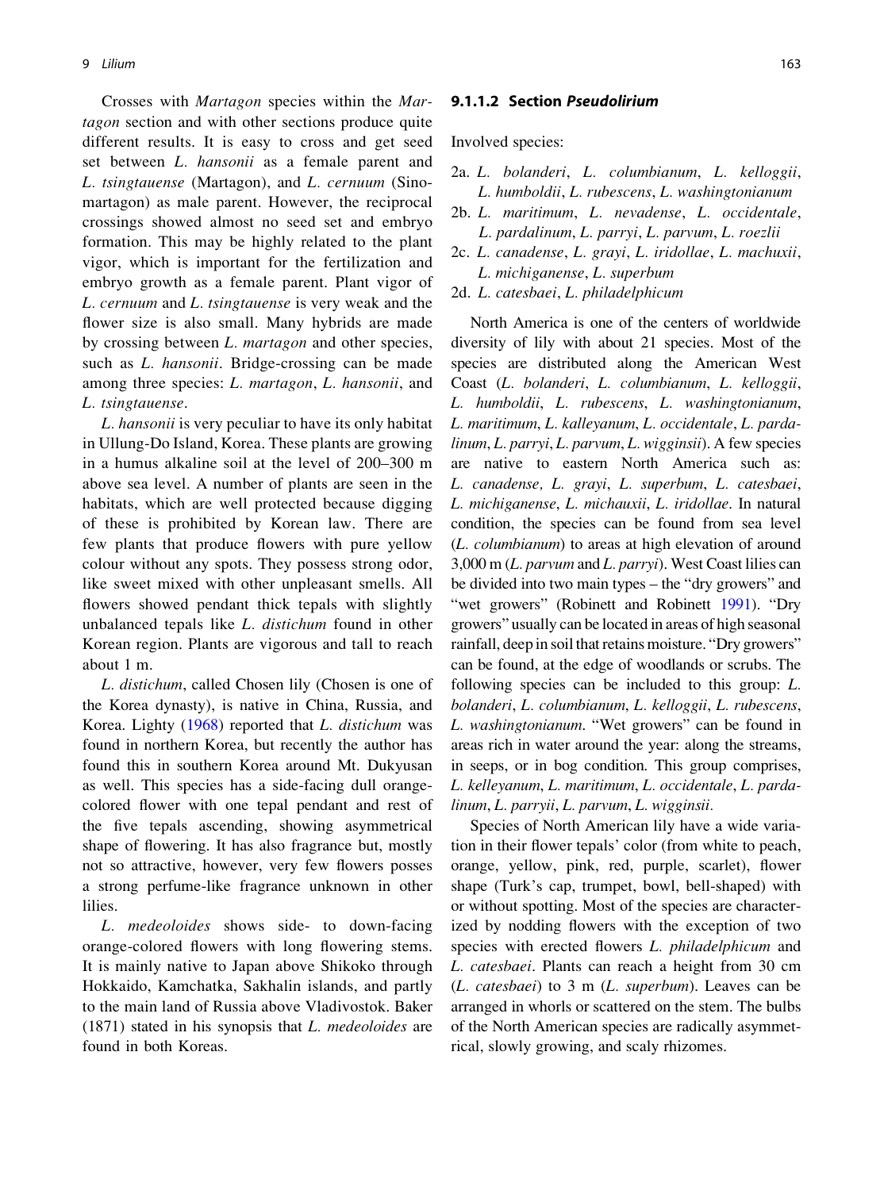Crosses with *Martagon* species within the *Martagon* section and with other sections produce quite different results. It is easy to cross and get seed set between *L. hansonii* as a female parent and *L. tsingtauense* (Martagon), and *L. cernuum* (Sinomartagon) as male parent. However, the reciprocal crossings showed almost no seed set and embryo formation. This may be highly related to the plant vigor, which is important for the fertilization and embryo growth as a female parent. Plant vigor of *L. cernuum* and *L. tsingtauense* is very weak and the flower size is also small. Many hybrids are made by crossing between *L. martagon* and other species, such as *L. hansonii*. Bridge-crossing can be made among three species: *L. martagon*, *L. hansonii*, and *L. tsingtauense*.

*L. hansonii* is very peculiar to have its only habitat in Ullung-Do Island, Korea. These plants are growing in a humus alkaline soil at the level of 200–300 m above sea level. A number of plants are seen in the habitats, which are well protected because digging of these is prohibited by Korean law. There are few plants that produce flowers with pure yellow colour without any spots. They possess strong odor, like sweet mixed with other unpleasant smells. All flowers showed pendant thick tepals with slightly unbalanced tepals like *L. distichum* found in other Korean region. Plants are vigorous and tall to reach about 1 m.

*L. distichum*, called Chosen lily (Chosen is one of the Korea dynasty), is native in China, Russia, and Korea. Lighty (1968) reported that *L. distichum* was found in northern Korea, but recently the author has found this in southern Korea around Mt. Dukyusan as well. This species has a side-facing dull orange-colored flower with one tepal pendant and rest of the five tepals ascending, showing asymmetrical shape of flowering. It has also fragrance but, mostly not so attractive, however, very few flowers posses a strong perfume-like fragrance unknown in other lilies.

*L. medeoloides* shows side- to down-facing orange-colored flowers with long flowering stems. It is mainly native to Japan above Shikoko through Hokkaido, Kamchatka, Sakhalin islands, and partly to the main land of Russia above Vladivostok. Baker (1871) stated in his synopsis that *L. medeoloides* are found in both Koreas.

#### 9.1.1.2 Section *Pseudolirium*

Involved species:

2a. *L. bolanderi*, *L. columbianum*, *L. kelloggii*, *L. humboldii*, *L. rubescens*, *L. washingtonianum*

2b. *L. maritimum*, *L. nevadense*, *L. occidentale*, *L. pardalinum*, *L. parryi*, *L. parvum*, *L. roezlii*

2c. *L. canadense*, *L. grayi*, *L. iridollae*, *L. machuxii*, *L. michiganense*, *L. superbum*

2d. *L. catesbaei*, *L. philadelphicum*

North America is one of the centers of worldwide diversity of lily with about 21 species. Most of the species are distributed along the American West Coast (*L. bolanderi*, *L. columbianum*, *L. kelloggii*, *L. humboldii*, *L. rubescens*, *L. washingtonianum*, *L. maritimum*, *L. kalleyanum*, *L. occidentale*, *L. pardalinum*, *L. parryi*, *L. parvum*, *L. wigginsii*). A few species are native to eastern North America such as: *L. canadense*, *L. grayi*, *L. superbum*, *L. catesbaei*, *L. michiganense*, *L. michauxii*, *L. iridollae*. In natural condition, the species can be found from sea level (*L. columbianum*) to areas at high elevation of around 3,000 m (*L. parvum* and *L. parryi*). West Coast lilies can be divided into two main types – the "dry growers" and "wet growers" (Robinett and Robinett 1991). "Dry growers" usually can be located in areas of high seasonal rainfall, deep in soil that retains moisture. "Dry growers" can be found, at the edge of woodlands or scrubs. The following species can be included to this group: *L. bolanderi*, *L. columbianum*, *L. kelloggii*, *L. rubescens*, *L. washingtonianum*. "Wet growers" can be found in areas rich in water around the year: along the streams, in seeps, or in bog condition. This group comprises, *L. kelleyanum*, *L. maritimum*, *L. occidentale*, *L. pardalinum*, *L. parryii*, *L. parvum*, *L. wigginsii*.

Species of North American lily have a wide variation in their flower tepals' color (from white to peach, orange, yellow, pink, red, purple, scarlet), flower shape (Turk's cap, trumpet, bowl, bell-shaped) with or without spotting. Most of the species are characterized by nodding flowers with the exception of two species with erected flowers *L. philadelphicum* and *L. catesbaei*. Plants can reach a height from 30 cm (*L. catesbaei*) to 3 m (*L. superbum*). Leaves can be arranged in whorls or scattered on the stem. The bulbs of the North American species are radically asymmetrical, slowly growing, and scaly rhizomes.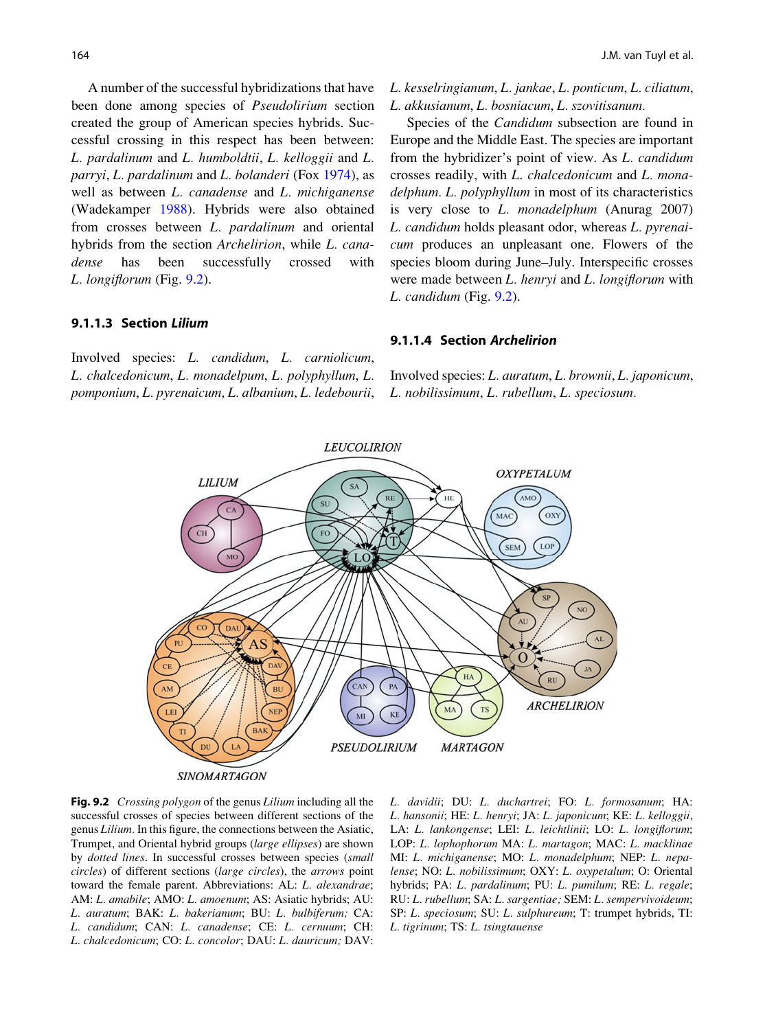A number of the successful hybridizations that have been done among species of *Pseudolirium* section created the group of American species hybrids. Successful crossing in this respect has been between: *L. pardalinum* and *L. humboldtii*, *L. kelloggii* and *L. parryi*, *L. pardalinum* and *L. bolanderi* (Fox 1974), as well as between *L. canadense* and *L. michiganense* (Wadekamper 1988). Hybrids were also obtained from crosses between *L. pardalinum* and oriental hybrids from the section *Archelirion*, while *L. canadense* has been successfully crossed with *L. longiflorum* (Fig. 9.2).

### 9.1.1.3 Section *Lilium*

Involved species: *L. candidum*, *L. carniolicum*, *L. chalcedonicum*, *L. monadelpum*, *L. polyphyllum*, *L. pomponium*, *L. pyrenaicum*, *L. albanium*, *L. ledebourii*, *L. kesselringianum*, *L. jankae*, *L. ponticum*, *L. ciliatum*, *L. akkusianum*, *L. bosniacum*, *L. szovitisanum*.

Species of the *Candidum* subsection are found in Europe and the Middle East. The species are important from the hybridizer's point of view. As *L. candidum* crosses readily, with *L. chalcedonicum* and *L. monadelphum*. *L. polyphyllum* in most of its characteristics is very close to *L. monadelphum* (Anurag 2007) *L. candidum* holds pleasant odor, whereas *L. pyrenaicum* produces an unpleasant one. Flowers of the species bloom during June–July. Interspecific crosses were made between *L. henryi* and *L. longiflorum* with *L. candidum* (Fig. 9.2).

### 9.1.1.4 Section *Archelirion*

Involved species: *L. auratum*, *L. brownii*, *L. japonicum*, *L. nobilissimum*, *L. rubellum*, *L. speciosum*.

LEUCOLIRION
LILIUM
OXYPETALUM
SA
RE
HE
SU
AMO
CA
MAC
OXY
FO
T
CH
SEM
LOP
LO
MO
SP
NO
AU
AL
CO
DAU
O
PU
AS
JA
CE
DAV
RU
HA
CAN
PA
AM
BU
ARCHELIRION
LEI
NEP
MA
TS
MI
KE
TI
BAK
DU
LA
PSEUDOLIRIUM
MARTAGON
SINOMARTAGON

**Fig. 9.2** *Crossing polygon* of the genus *Lilium* including all the successful crosses of species between different sections of the genus *Lilium*. In this figure, the connections between the Asiatic, Trumpet, and Oriental hybrid groups (*large ellipses*) are shown by *dotted lines*. In successful crosses between species (*small circles*) of different sections (*large circles*), the *arrows* point toward the female parent. Abbreviations: AL: *L. alexandrae*; AM: *L. amabile*; AMO: *L. amoenum*; AS: Asiatic hybrids; AU: *L. auratum*; BAK: *L. bakerianum*; BU: *L. bulbiferum;* CA: *L. candidum*; CAN: *L. canadense*; CE: *L. cernuum*; CH: *L. chalcedonicum*; CO: *L. concolor*; DAU: *L. dauricum;* DAV: *L. davidii*; DU: *L. duchartrei*; FO: *L. formosanum*; HA: *L. hansonii*; HE: *L. henryi*; JA: *L. japonicum*; KE: *L. kelloggii*, LA: *L. lankongense*; LEI: *L. leichtlinii*; LO: *L. longiflorum*; LOP: *L. lophophorum* MA: *L. martagon*; MAC: *L. macklinae* MI: *L. michiganense*; MO: *L. monadelphum*; NEP: *L. nepalense*; NO: *L. nobilissimum*; OXY: *L. oxypetalum*; O: Oriental hybrids; PA: *L. pardalinum*; PU: *L. pumilum*; RE: *L. regale*; RU: *L. rubellum*; SA: *L. sargentiae;* SEM: *L. sempervivoideum*; SP: *L. speciosum*; SU: *L. sulphureum*; T: trumpet hybrids, TI: *L. tigrinum*; TS: *L. tsingtauense*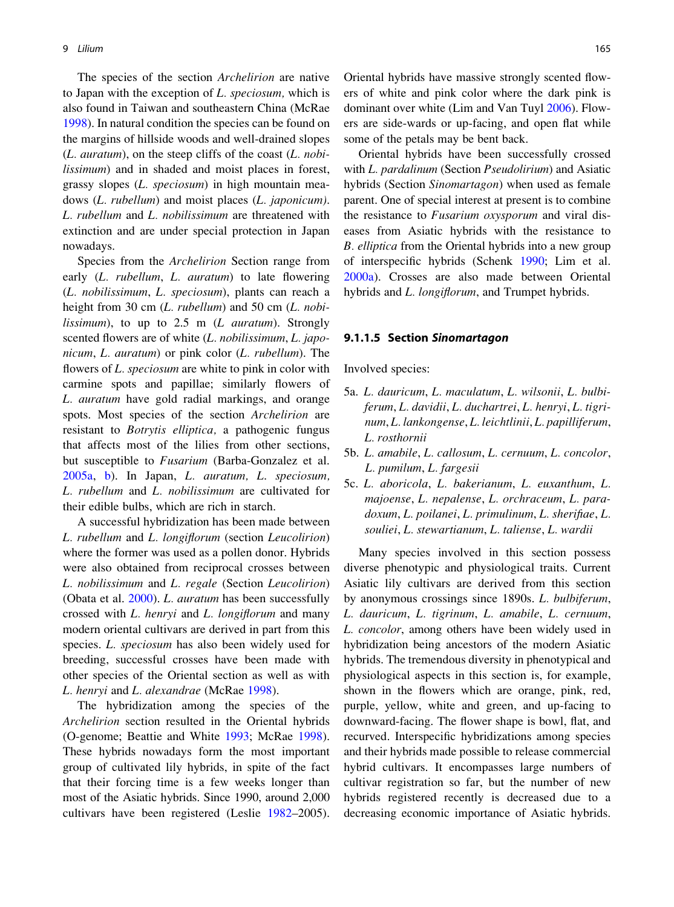The species of the section *Archelirion* are native to Japan with the exception of *L. speciosum,* which is also found in Taiwan and southeastern China (McRae 1998). In natural condition the species can be found on the margins of hillside woods and well-drained slopes (*L. auratum*), on the steep cliffs of the coast (*L. nobilissimum*) and in shaded and moist places in forest, grassy slopes (*L. speciosum*) in high mountain meadows (*L. rubellum*) and moist places (*L. japonicum*). *L. rubellum* and *L. nobilissimum* are threatened with extinction and are under special protection in Japan nowadays.

Species from the *Archelirion* Section range from early (*L. rubellum*, *L. auratum*) to late flowering (*L. nobilissimum*, *L. speciosum*), plants can reach a height from 30 cm (*L. rubellum*) and 50 cm (*L. nobilissimum*), to up to 2.5 m (*L auratum*). Strongly scented flowers are of white (*L. nobilissimum*, *L. japonicum*, *L. auratum*) or pink color (*L. rubellum*). The flowers of *L. speciosum* are white to pink in color with carmine spots and papillae; similarly flowers of *L. auratum* have gold radial markings, and orange spots. Most species of the section *Archelirion* are resistant to *Botrytis elliptica,* a pathogenic fungus that affects most of the lilies from other sections, but susceptible to *Fusarium* (Barba-Gonzalez et al. 2005a, b). In Japan, *L. auratum, L. speciosum, L. rubellum* and *L. nobilissimum* are cultivated for their edible bulbs, which are rich in starch.

A successful hybridization has been made between *L. rubellum* and *L. longiflorum* (section *Leucolirion*) where the former was used as a pollen donor. Hybrids were also obtained from reciprocal crosses between *L. nobilissimum* and *L. regale* (Section *Leucolirion*) (Obata et al. 2000). *L. auratum* has been successfully crossed with *L. henryi* and *L. longiflorum* and many modern oriental cultivars are derived in part from this species. *L. speciosum* has also been widely used for breeding, successful crosses have been made with other species of the Oriental section as well as with *L. henryi* and *L. alexandrae* (McRae 1998).

The hybridization among the species of the *Archelirion* section resulted in the Oriental hybrids (O-genome; Beattie and White 1993; McRae 1998). These hybrids nowadays form the most important group of cultivated lily hybrids, in spite of the fact that their forcing time is a few weeks longer than most of the Asiatic hybrids. Since 1990, around 2,000 cultivars have been registered (Leslie 1982–2005). Oriental hybrids have massive strongly scented flowers of white and pink color where the dark pink is dominant over white (Lim and Van Tuyl 2006). Flowers are side-wards or up-facing, and open flat while some of the petals may be bent back.

Oriental hybrids have been successfully crossed with *L. pardalinum* (Section *Pseudolirium*) and Asiatic hybrids (Section *Sinomartagon*) when used as female parent. One of special interest at present is to combine the resistance to *Fusarium oxysporum* and viral diseases from Asiatic hybrids with the resistance to *B. elliptica* from the Oriental hybrids into a new group of interspecific hybrids (Schenk 1990; Lim et al. 2000a). Crosses are also made between Oriental hybrids and *L. longiflorum*, and Trumpet hybrids.

### 9.1.1.5 Section *Sinomartagon*

Involved species:

5a. *L. dauricum*, *L. maculatum*, *L. wilsonii*, *L. bulbiferum*, *L. davidii*, *L. duchartrei*, *L. henryi*, *L. tigrinum*, *L. lankongense*, *L. leichtlinii*, *L. papilliferum*, *L. rosthornii*

5b. *L. amabile*, *L. callosum*, *L. cernuum*, *L. concolor*, *L. pumilum*, *L. fargesii*

5c. *L. aboricola*, *L. bakerianum*, *L. euxanthum*, *L. majoense*, *L. nepalense*, *L. orchraceum*, *L. paradoxum*, *L. poilanei*, *L. primulinum*, *L. sherifiae*, *L. souliei*, *L. stewartianum*, *L. taliense*, *L. wardii*

Many species involved in this section possess diverse phenotypic and physiological traits. Current Asiatic lily cultivars are derived from this section by anonymous crossings since 1890s. *L. bulbiferum*, *L. dauricum*, *L. tigrinum*, *L. amabile*, *L. cernuum*, *L. concolor*, among others have been widely used in hybridization being ancestors of the modern Asiatic hybrids. The tremendous diversity in phenotypical and physiological aspects in this section is, for example, shown in the flowers which are orange, pink, red, purple, yellow, white and green, and up-facing to downward-facing. The flower shape is bowl, flat, and recurved. Interspecific hybridizations among species and their hybrids made possible to release commercial hybrid cultivars. It encompasses large numbers of cultivar registration so far, but the number of new hybrids registered recently is decreased due to a decreasing economic importance of Asiatic hybrids.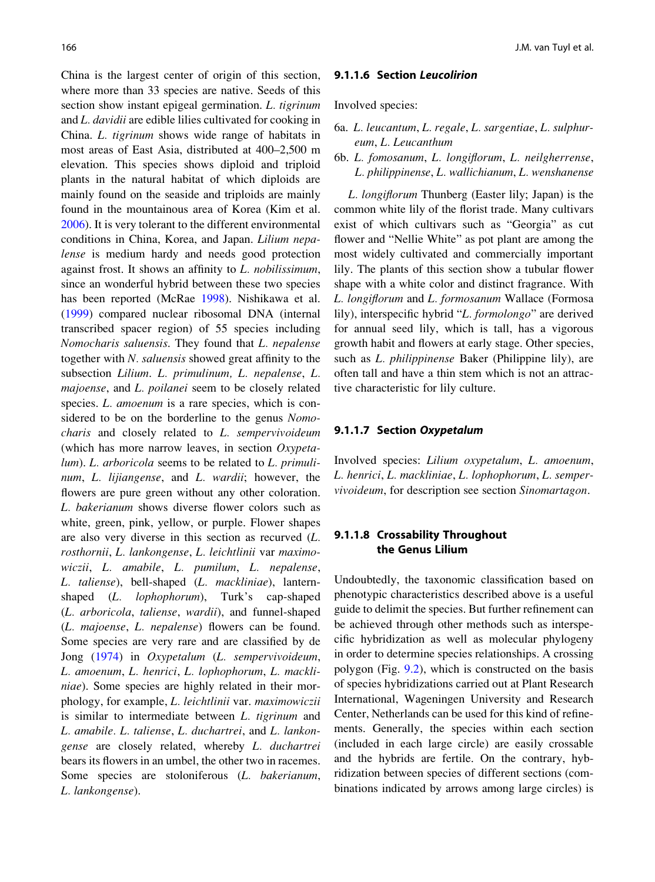China is the largest center of origin of this section, where more than 33 species are native. Seeds of this section show instant epigeal germination. *L. tigrinum* and *L. davidii* are edible lilies cultivated for cooking in China. *L. tigrinum* shows wide range of habitats in most areas of East Asia, distributed at 400–2,500 m elevation. This species shows diploid and triploid plants in the natural habitat of which diploids are mainly found on the seaside and triploids are mainly found in the mountainous area of Korea (Kim et al. 2006). It is very tolerant to the different environmental conditions in China, Korea, and Japan. *Lilium nepalense* is medium hardy and needs good protection against frost. It shows an affinity to *L. nobilissimum*, since an wonderful hybrid between these two species has been reported (McRae 1998). Nishikawa et al. (1999) compared nuclear ribosomal DNA (internal transcribed spacer region) of 55 species including *Nomocharis saluensis*. They found that *L. nepalense* together with *N. saluensis* showed great affinity to the subsection *Lilium*. *L. primulinum, L. nepalense*, *L. majoense*, and *L. poilanei* seem to be closely related species. *L. amoenum* is a rare species, which is considered to be on the borderline to the genus *Nomocharis* and closely related to *L. sempervivoideum* (which has more narrow leaves, in section *Oxypetalum*). *L. arboricola* seems to be related to *L. primulinum*, *L. lijiangense*, and *L. wardii*; however, the flowers are pure green without any other coloration. *L. bakerianum* shows diverse flower colors such as white, green, pink, yellow, or purple. Flower shapes are also very diverse in this section as recurved (*L. rosthornii*, *L. lankongense*, *L. leichtlinii* var *maximowiczii*, *L. amabile*, *L. pumilum*, *L. nepalense*, *L. taliense*), bell-shaped (*L. mackliniae*), lantern-shaped (*L. lophophorum*), Turk's cap-shaped (*L. arboricola*, *taliense*, *wardii*), and funnel-shaped (*L. majoense*, *L. nepalense*) flowers can be found. Some species are very rare and are classified by de Jong (1974) in *Oxypetalum* (*L. sempervivoideum*, *L. amoenum*, *L. henrici*, *L. lophophorum*, *L. mackliniae*). Some species are highly related in their morphology, for example, *L. leichtlinii* var. *maximowiczii* is similar to intermediate between *L. tigrinum* and *L. amabile*. *L. taliense*, *L. duchartrei*, and *L. lankongense* are closely related, whereby *L. duchartrei* bears its flowers in an umbel, the other two in racemes. Some species are stoloniferous (*L. bakerianum*, *L. lankongense*).

#### 9.1.1.6 Section *Leucolirion*

Involved species:

6a. *L. leucantum*, *L. regale*, *L. sargentiae*, *L. sulphureum*, *L. Leucanthum*

6b. *L. fomosanum*, *L. longiflorum*, *L. neilgherrense*, *L. philippinense*, *L. wallichianum*, *L. wenshanense*

*L. longiflorum* Thunberg (Easter lily; Japan) is the common white lily of the florist trade. Many cultivars exist of which cultivars such as "Georgia" as cut flower and "Nellie White" as pot plant are among the most widely cultivated and commercially important lily. The plants of this section show a tubular flower shape with a white color and distinct fragrance. With *L. longiflorum* and *L. formosanum* Wallace (Formosa lily), interspecific hybrid "*L. formolongo*" are derived for annual seed lily, which is tall, has a vigorous growth habit and flowers at early stage. Other species, such as *L. philippinense* Baker (Philippine lily), are often tall and have a thin stem which is not an attractive characteristic for lily culture.

#### 9.1.1.7 Section *Oxypetalum*

Involved species: *Lilium oxypetalum*, *L. amoenum*, *L. henrici*, *L. mackliniae*, *L. lophophorum*, *L. sempervivoideum*, for description see section *Sinomartagon*.

#### 9.1.1.8 Crossability Throughout the Genus Lilium

Undoubtedly, the taxonomic classification based on phenotypic characteristics described above is a useful guide to delimit the species. But further refinement can be achieved through other methods such as interspecific hybridization as well as molecular phylogeny in order to determine species relationships. A crossing polygon (Fig. 9.2), which is constructed on the basis of species hybridizations carried out at Plant Research International, Wageningen University and Research Center, Netherlands can be used for this kind of refinements. Generally, the species within each section (included in each large circle) are easily crossable and the hybrids are fertile. On the contrary, hybridization between species of different sections (combinations indicated by arrows among large circles) is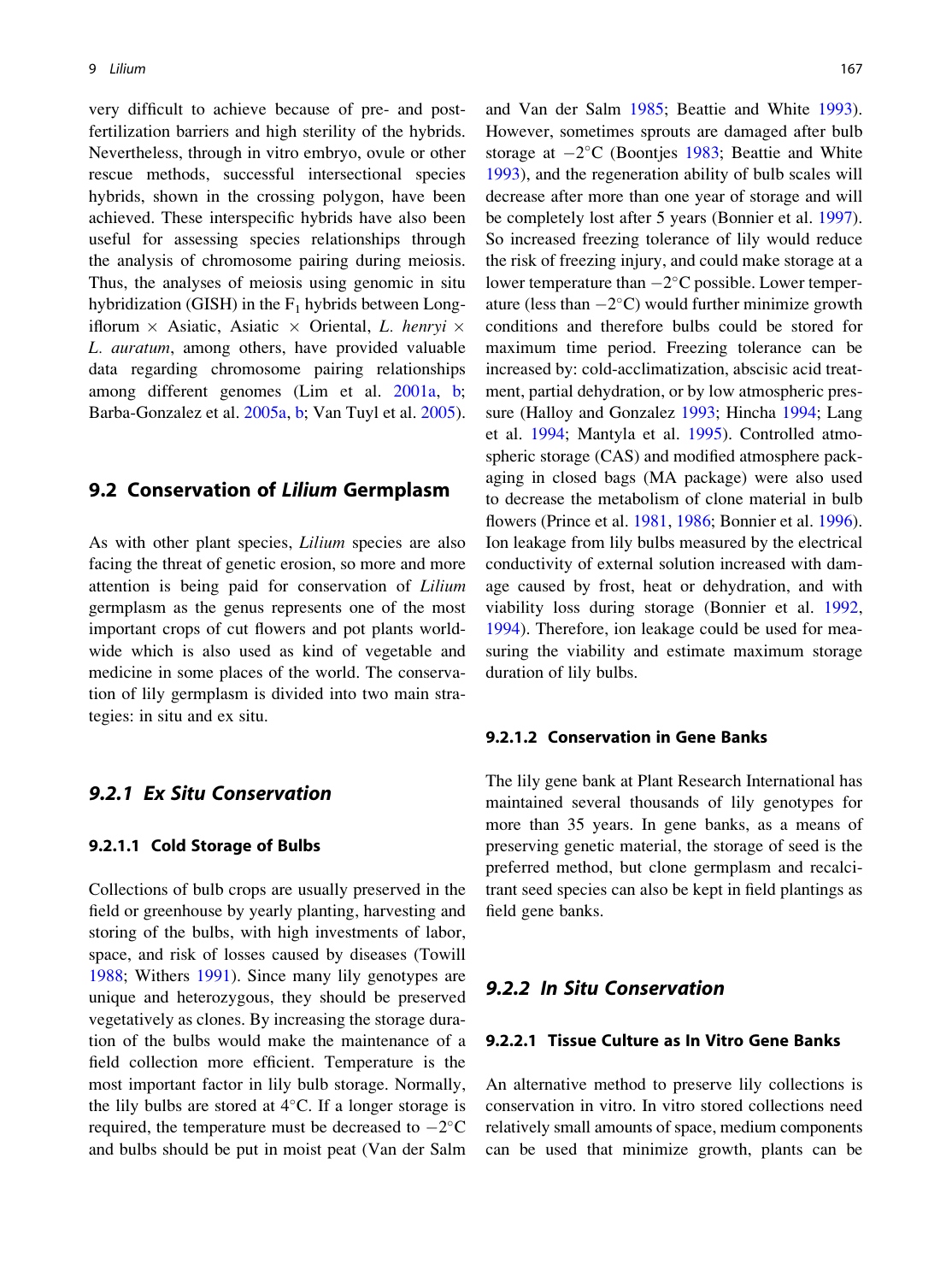very difficult to achieve because of pre- and post-fertilization barriers and high sterility of the hybrids. Nevertheless, through in vitro embryo, ovule or other rescue methods, successful intersectional species hybrids, shown in the crossing polygon, have been achieved. These interspecific hybrids have also been useful for assessing species relationships through the analysis of chromosome pairing during meiosis. Thus, the analyses of meiosis using genomic in situ hybridization (GISH) in the $F_1$ hybrids between Longiflorum × Asiatic, Asiatic × Oriental, *L. henryi* × *L. auratum*, among others, have provided valuable data regarding chromosome pairing relationships among different genomes (Lim et al. 2001a, b; Barba-Gonzalez et al. 2005a, b; Van Tuyl et al. 2005).

## 9.2 Conservation of *Lilium* Germplasm

As with other plant species, *Lilium* species are also facing the threat of genetic erosion, so more and more attention is being paid for conservation of *Lilium* germplasm as the genus represents one of the most important crops of cut flowers and pot plants worldwide which is also used as kind of vegetable and medicine in some places of the world. The conservation of lily germplasm is divided into two main strategies: in situ and ex situ.

### *9.2.1 Ex Situ Conservation*

#### 9.2.1.1 Cold Storage of Bulbs

Collections of bulb crops are usually preserved in the field or greenhouse by yearly planting, harvesting and storing of the bulbs, with high investments of labor, space, and risk of losses caused by diseases (Towill 1988; Withers 1991). Since many lily genotypes are unique and heterozygous, they should be preserved vegetatively as clones. By increasing the storage duration of the bulbs would make the maintenance of a field collection more efficient. Temperature is the most important factor in lily bulb storage. Normally, the lily bulbs are stored at 4°C. If a longer storage is required, the temperature must be decreased to −2°C and bulbs should be put in moist peat (Van der Salm and Van der Salm 1985; Beattie and White 1993). However, sometimes sprouts are damaged after bulb storage at −2°C (Boontjes 1983; Beattie and White 1993), and the regeneration ability of bulb scales will decrease after more than one year of storage and will be completely lost after 5 years (Bonnier et al. 1997). So increased freezing tolerance of lily would reduce the risk of freezing injury, and could make storage at a lower temperature than −2°C possible. Lower temperature (less than −2°C) would further minimize growth conditions and therefore bulbs could be stored for maximum time period. Freezing tolerance can be increased by: cold-acclimatization, abscisic acid treatment, partial dehydration, or by low atmospheric pressure (Halloy and Gonzalez 1993; Hincha 1994; Lang et al. 1994; Mantyla et al. 1995). Controlled atmospheric storage (CAS) and modified atmosphere packaging in closed bags (MA package) were also used to decrease the metabolism of clone material in bulb flowers (Prince et al. 1981, 1986; Bonnier et al. 1996). Ion leakage from lily bulbs measured by the electrical conductivity of external solution increased with damage caused by frost, heat or dehydration, and with viability loss during storage (Bonnier et al. 1992, 1994). Therefore, ion leakage could be used for measuring the viability and estimate maximum storage duration of lily bulbs.

#### 9.2.1.2 Conservation in Gene Banks

The lily gene bank at Plant Research International has maintained several thousands of lily genotypes for more than 35 years. In gene banks, as a means of preserving genetic material, the storage of seed is the preferred method, but clone germplasm and recalcitrant seed species can also be kept in field plantings as field gene banks.

### *9.2.2 In Situ Conservation*

#### 9.2.2.1 Tissue Culture as In Vitro Gene Banks

An alternative method to preserve lily collections is conservation in vitro. In vitro stored collections need relatively small amounts of space, medium components can be used that minimize growth, plants can be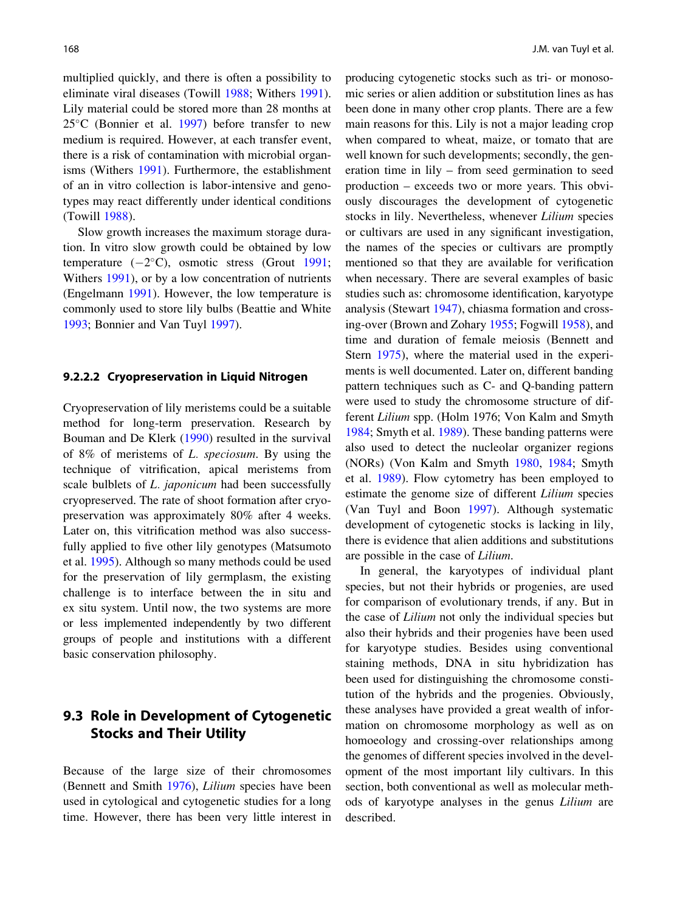multiplied quickly, and there is often a possibility to eliminate viral diseases (Towill 1988; Withers 1991). Lily material could be stored more than 28 months at 25°C (Bonnier et al. 1997) before transfer to new medium is required. However, at each transfer event, there is a risk of contamination with microbial organisms (Withers 1991). Furthermore, the establishment of an in vitro collection is labor-intensive and genotypes may react differently under identical conditions (Towill 1988).

Slow growth increases the maximum storage duration. In vitro slow growth could be obtained by low temperature (−2°C), osmotic stress (Grout 1991; Withers 1991), or by a low concentration of nutrients (Engelmann 1991). However, the low temperature is commonly used to store lily bulbs (Beattie and White 1993; Bonnier and Van Tuyl 1997).

#### 9.2.2.2 Cryopreservation in Liquid Nitrogen

Cryopreservation of lily meristems could be a suitable method for long-term preservation. Research by Bouman and De Klerk (1990) resulted in the survival of 8% of meristems of *L. speciosum*. By using the technique of vitrification, apical meristems from scale bulblets of *L. japonicum* had been successfully cryopreserved. The rate of shoot formation after cryopreservation was approximately 80% after 4 weeks. Later on, this vitrification method was also successfully applied to five other lily genotypes (Matsumoto et al. 1995). Although so many methods could be used for the preservation of lily germplasm, the existing challenge is to interface between the in situ and ex situ system. Until now, the two systems are more or less implemented independently by two different groups of people and institutions with a different basic conservation philosophy.

## 9.3 Role in Development of Cytogenetic Stocks and Their Utility

Because of the large size of their chromosomes (Bennett and Smith 1976), *Lilium* species have been used in cytological and cytogenetic studies for a long time. However, there has been very little interest in producing cytogenetic stocks such as tri- or monosomic series or alien addition or substitution lines as has been done in many other crop plants. There are a few main reasons for this. Lily is not a major leading crop when compared to wheat, maize, or tomato that are well known for such developments; secondly, the generation time in lily – from seed germination to seed production – exceeds two or more years. This obviously discourages the development of cytogenetic stocks in lily. Nevertheless, whenever *Lilium* species or cultivars are used in any significant investigation, the names of the species or cultivars are promptly mentioned so that they are available for verification when necessary. There are several examples of basic studies such as: chromosome identification, karyotype analysis (Stewart 1947), chiasma formation and crossing-over (Brown and Zohary 1955; Fogwill 1958), and time and duration of female meiosis (Bennett and Stern 1975), where the material used in the experiments is well documented. Later on, different banding pattern techniques such as C- and Q-banding pattern were used to study the chromosome structure of different *Lilium* spp. (Holm 1976; Von Kalm and Smyth 1984; Smyth et al. 1989). These banding patterns were also used to detect the nucleolar organizer regions (NORs) (Von Kalm and Smyth 1980, 1984; Smyth et al. 1989). Flow cytometry has employed to estimate the genome size of different *Lilium* species (Van Tuyl and Boon 1997). Although systematic development of cytogenetic stocks is lacking in lily, there is evidence that alien additions and substitutions are possible in the case of *Lilium*.

In general, the karyotypes of individual plant species, but not their hybrids or progenies, are used for comparison of evolutionary trends, if any. But in the case of *Lilium* not only the individual species but also their hybrids and their progenies have been used for karyotype studies. Besides using conventional staining methods, DNA in situ hybridization has been used for distinguishing the chromosome constitution of the hybrids and the progenies. Obviously, these analyses have provided a great wealth of information on chromosome morphology as well as on homoeology and crossing-over relationships among the genomes of different species involved in the development of the most important lily cultivars. In this section, both conventional as well as molecular methods of karyotype analyses in the genus *Lilium* are described.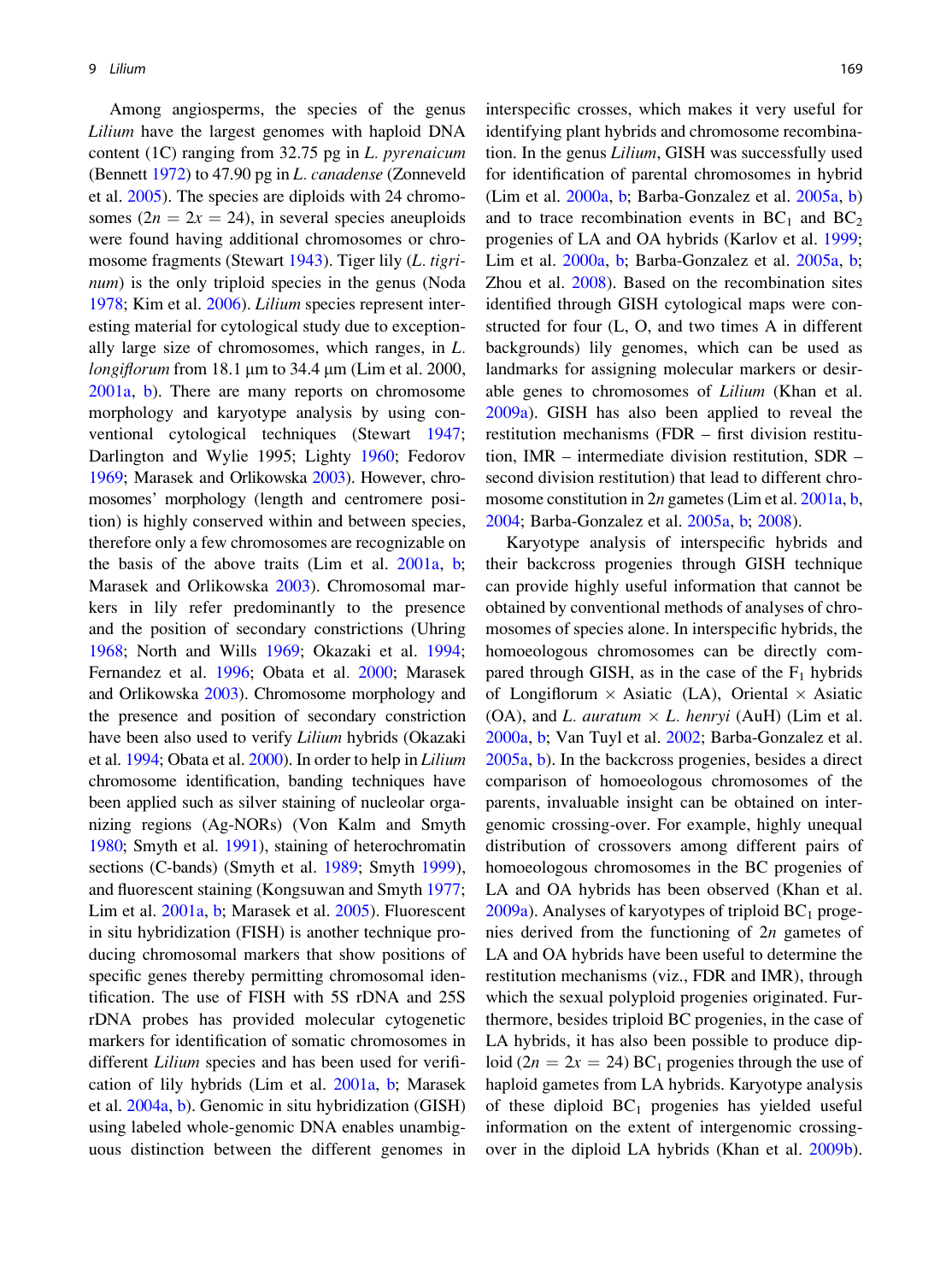Among angiosperms, the species of the genus *Lilium* have the largest genomes with haploid DNA content (1C) ranging from 32.75 pg in *L. pyrenaicum* (Bennett 1972) to 47.90 pg in *L. canadense* (Zonneveld et al. 2005). The species are diploids with 24 chromosomes ($2n = 2x = 24$), in several species aneuploids were found having additional chromosomes or chromosome fragments (Stewart 1943). Tiger lily (*L. tigrinum*) is the only triploid species in the genus (Noda 1978; Kim et al. 2006). *Lilium* species represent interesting material for cytological study due to exceptionally large size of chromosomes, which ranges, in *L. longiflorum* from 18.1 μm to 34.4 μm (Lim et al. 2000, 2001a, b). There are many reports on chromosome morphology and karyotype analysis by using conventional cytological techniques (Stewart 1947; Darlington and Wylie 1995; Lighty 1960; Fedorov 1969; Marasek and Orlikowska 2003). However, chromosomes' morphology (length and centromere position) is highly conserved within and between species, therefore only a few chromosomes are recognizable on the basis of the above traits (Lim et al. 2001a, b; Marasek and Orlikowska 2003). Chromosomal markers in lily refer predominantly to the presence and the position of secondary constrictions (Uhring 1968; North and Wills 1969; Okazaki et al. 1994; Fernandez et al. 1996; Obata et al. 2000; Marasek and Orlikowska 2003). Chromosome morphology and the presence and position of secondary constriction have been also used to verify *Lilium* hybrids (Okazaki et al. 1994; Obata et al. 2000). In order to help in *Lilium* chromosome identification, banding techniques have been applied such as silver staining of nucleolar organizing regions (Ag-NORs) (Von Kalm and Smyth 1980; Smyth et al. 1991), staining of heterochromatin sections (C-bands) (Smyth et al. 1989; Smyth 1999), and fluorescent staining (Kongsuwan and Smyth 1977; Lim et al. 2001a, b; Marasek et al. 2005). Fluorescent in situ hybridization (FISH) is another technique producing chromosomal markers that show positions of specific genes thereby permitting chromosomal identification. The use of FISH with 5S rDNA and 25S rDNA probes has provided molecular cytogenetic markers for identification of somatic chromosomes in different *Lilium* species and has been used for verification of lily hybrids (Lim et al. 2001a, b; Marasek et al. 2004a, b). Genomic in situ hybridization (GISH) using labeled whole-genomic DNA enables unambiguous distinction between the different genomes in interspecific crosses, which makes it very useful for identifying plant hybrids and chromosome recombination. In the genus *Lilium*, GISH was successfully used for identification of parental chromosomes in hybrid (Lim et al. 2000a, b; Barba-Gonzalez et al. 2005a, b) and to trace recombination events in $BC_1$ and $BC_2$ progenies of LA and OA hybrids (Karlov et al. 1999; Lim et al. 2000a, b; Barba-Gonzalez et al. 2005a, b; Zhou et al. 2008). Based on the recombination sites identified through GISH cytological maps were constructed for four (L, O, and two times A in different backgrounds) lily genomes, which can be used as landmarks for assigning molecular markers or desirable genes to chromosomes of *Lilium* (Khan et al. 2009a). GISH has also been applied to reveal the restitution mechanisms (FDR – first division restitution, IMR – intermediate division restitution, SDR – second division restitution) that lead to different chromosome constitution in 2*n* gametes (Lim et al. 2001a, b, 2004; Barba-Gonzalez et al. 2005a, b; 2008).

Karyotype analysis of interspecific hybrids and their backcross progenies through GISH technique can provide highly useful information that cannot be obtained by conventional methods of analyses of chromosomes of species alone. In interspecific hybrids, the homoeologous chromosomes can be directly compared through GISH, as in the case of the $F_1$ hybrids of Longiflorum × Asiatic (LA), Oriental × Asiatic (OA), and *L. auratum* × *L. henryi* (AuH) (Lim et al. 2000a, b; Van Tuyl et al. 2002; Barba-Gonzalez et al. 2005a, b). In the backcross progenies, besides a direct comparison of homoeologous chromosomes of the parents, invaluable insight can be obtained on intergenomic crossing-over. For example, highly unequal distribution of crossovers among different pairs of homoeologous chromosomes in the BC progenies of LA and OA hybrids has been observed (Khan et al. 2009a). Analyses of karyotypes of triploid $BC_1$ progenies derived from the functioning of 2*n* gametes of LA and OA hybrids have been useful to determine the restitution mechanisms (viz., FDR and IMR), through which the sexual polyploid progenies originated. Furthermore, besides triploid BC progenies, in the case of LA hybrids, it has also been possible to produce diploid ($2n = 2x = 24$) $BC_1$ progenies through the use of haploid gametes from LA hybrids. Karyotype analysis of these diploid $BC_1$ progenies has yielded useful information on the extent of intergenomic crossing-over in the diploid LA hybrids (Khan et al. 2009b).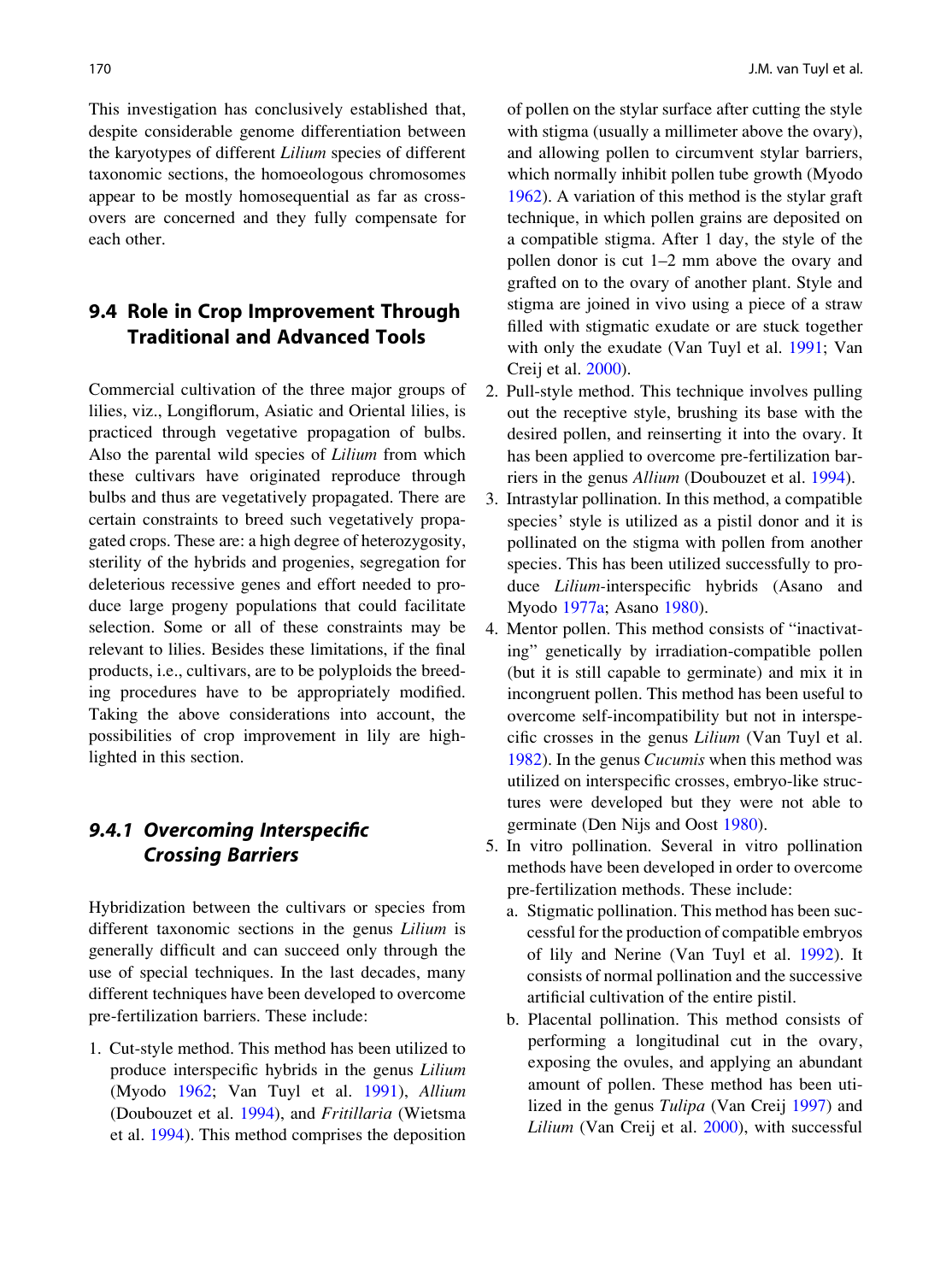This investigation has conclusively established that, despite considerable genome differentiation between the karyotypes of different *Lilium* species of different taxonomic sections, the homoeologous chromosomes appear to be mostly homosequential as far as crossovers are concerned and they fully compensate for each other.

## 9.4 Role in Crop Improvement Through Traditional and Advanced Tools

Commercial cultivation of the three major groups of lilies, viz., Longiflorum, Asiatic and Oriental lilies, is practiced through vegetative propagation of bulbs. Also the parental wild species of *Lilium* from which these cultivars have originated reproduce through bulbs and thus are vegetatively propagated. There are certain constraints to breed such vegetatively propagated crops. These are: a high degree of heterozygosity, sterility of the hybrids and progenies, segregation for deleterious recessive genes and effort needed to produce large progeny populations that could facilitate selection. Some or all of these constraints may be relevant to lilies. Besides these limitations, if the final products, i.e., cultivars, are to be polyploids the breeding procedures have to be appropriately modified. Taking the above considerations into account, the possibilities of crop improvement in lily are highlighted in this section.

### 9.4.1 Overcoming Interspecific Crossing Barriers

Hybridization between the cultivars or species from different taxonomic sections in the genus *Lilium* is generally difficult and can succeed only through the use of special techniques. In the last decades, many different techniques have been developed to overcome pre-fertilization barriers. These include:

1. Cut-style method. This method has been utilized to produce interspecific hybrids in the genus *Lilium* (Myodo 1962; Van Tuyl et al. 1991), *Allium* (Doubouzet et al. 1994), and *Fritillaria* (Wietsma et al. 1994). This method comprises the deposition of pollen on the stylar surface after cutting the style with stigma (usually a millimeter above the ovary), and allowing pollen to circumvent stylar barriers, which normally inhibit pollen tube growth (Myodo 1962). A variation of this method is the stylar graft technique, in which pollen grains are deposited on a compatible stigma. After 1 day, the style of the pollen donor is cut 1–2 mm above the ovary and grafted on to the ovary of another plant. Style and stigma are joined in vivo using a piece of a straw filled with stigmatic exudate or are stuck together with only the exudate (Van Tuyl et al. 1991; Van Creij et al. 2000).
2. Pull-style method. This technique involves pulling out the receptive style, brushing its base with the desired pollen, and reinserting it into the ovary. It has been applied to overcome pre-fertilization barriers in the genus *Allium* (Doubouzet et al. 1994).
3. Intrastylar pollination. In this method, a compatible species' style is utilized as a pistil donor and it is pollinated on the stigma with pollen from another species. This has been utilized successfully to produce *Lilium*-interspecific hybrids (Asano and Myodo 1977a; Asano 1980).
4. Mentor pollen. This method consists of "inactivating" genetically by irradiation-compatible pollen (but it is still capable to germinate) and mix it in incongruent pollen. This method has been useful to overcome self-incompatibility but not in interspecific crosses in the genus *Lilium* (Van Tuyl et al. 1982). In the genus *Cucumis* when this method was utilized on interspecific crosses, embryo-like structures were developed but they were not able to germinate (Den Nijs and Oost 1980).
5. In vitro pollination. Several in vitro pollination methods have been developed in order to overcome pre-fertilization methods. These include:
   a. Stigmatic pollination. This method has been successful for the production of compatible embryos of lily and Nerine (Van Tuyl et al. 1992). It consists of normal pollination and the successive artificial cultivation of the entire pistil.
   b. Placental pollination. This method consists of performing a longitudinal cut in the ovary, exposing the ovules, and applying an abundant amount of pollen. These method has been utilized in the genus *Tulipa* (Van Creij 1997) and *Lilium* (Van Creij et al. 2000), with successful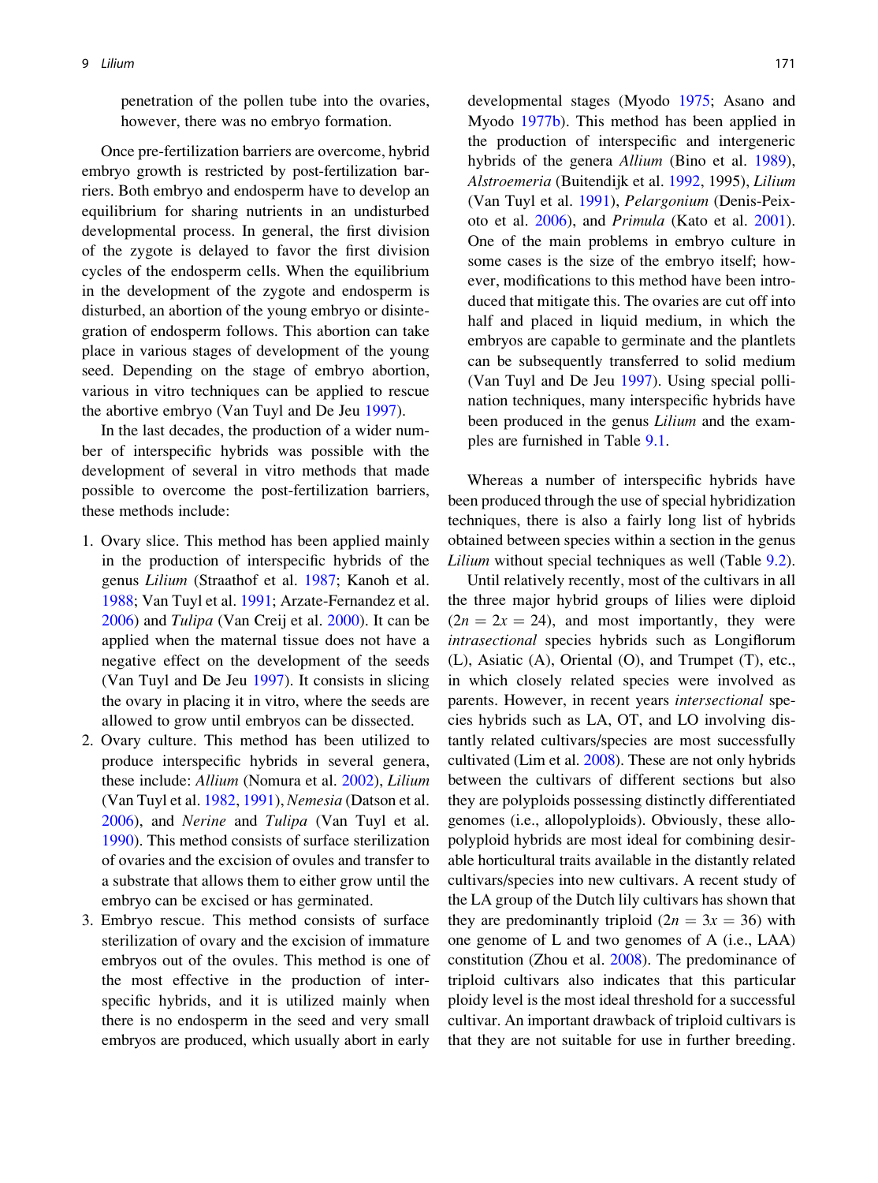penetration of the pollen tube into the ovaries, however, there was no embryo formation.

Once pre-fertilization barriers are overcome, hybrid embryo growth is restricted by post-fertilization barriers. Both embryo and endosperm have to develop an equilibrium for sharing nutrients in an undisturbed developmental process. In general, the first division of the zygote is delayed to favor the first division cycles of the endosperm cells. When the equilibrium in the development of the zygote and endosperm is disturbed, an abortion of the young embryo or disintegration of endosperm follows. This abortion can take place in various stages of development of the young seed. Depending on the stage of embryo abortion, various in vitro techniques can be applied to rescue the abortive embryo (Van Tuyl and De Jeu 1997).

In the last decades, the production of a wider number of interspecific hybrids was possible with the development of several in vitro methods that made possible to overcome the post-fertilization barriers, these methods include:

1. Ovary slice. This method has been applied mainly in the production of interspecific hybrids of the genus *Lilium* (Straathof et al. 1987; Kanoh et al. 1988; Van Tuyl et al. 1991; Arzate-Fernandez et al. 2006) and *Tulipa* (Van Creij et al. 2000). It can be applied when the maternal tissue does not have a negative effect on the development of the seeds (Van Tuyl and De Jeu 1997). It consists in slicing the ovary in placing it in vitro, where the seeds are allowed to grow until embryos can be dissected.
2. Ovary culture. This method has been utilized to produce interspecific hybrids in several genera, these include: *Allium* (Nomura et al. 2002), *Lilium* (Van Tuyl et al. 1982, 1991), *Nemesia* (Datson et al. 2006), and *Nerine* and *Tulipa* (Van Tuyl et al. 1990). This method consists of surface sterilization of ovaries and the excision of ovules and transfer to a substrate that allows them to either grow until the embryo can be excised or has germinated.
3. Embryo rescue. This method consists of surface sterilization of ovary and the excision of immature embryos out of the ovules. This method is one of the most effective in the production of interspecific hybrids, and it is utilized mainly when there is no endosperm in the seed and very small embryos are produced, which usually abort in early developmental stages (Myodo 1975; Asano and Myodo 1977b). This method has been applied in the production of interspecific and intergeneric hybrids of the genera *Allium* (Bino et al. 1989), *Alstroemeria* (Buitendijk et al. 1992, 1995), *Lilium* (Van Tuyl et al. 1991), *Pelargonium* (Denis-Peixoto et al. 2006), and *Primula* (Kato et al. 2001). One of the main problems in embryo culture in some cases is the size of the embryo itself; however, modifications to this method have been introduced that mitigate this. The ovaries are cut off into half and placed in liquid medium, in which the embryos are capable to germinate and the plantlets can be subsequently transferred to solid medium (Van Tuyl and De Jeu 1997). Using special pollination techniques, many interspecific hybrids have been produced in the genus *Lilium* and the examples are furnished in Table 9.1.

Whereas a number of interspecific hybrids have been produced through the use of special hybridization techniques, there is also a fairly long list of hybrids obtained between species within a section in the genus *Lilium* without special techniques as well (Table 9.2).

Until relatively recently, most of the cultivars in all the three major hybrid groups of lilies were diploid ($2n = 2x = 24$), and most importantly, they were *intrasectional* species hybrids such as Longiflorum (L), Asiatic (A), Oriental (O), and Trumpet (T), etc., in which closely related species were involved as parents. However, in recent years *intersectional* species hybrids such as LA, OT, and LO involving distantly related cultivars/species are most successfully cultivated (Lim et al. 2008). These are not only hybrids between the cultivars of different sections but also they are polyploids possessing distinctly differentiated genomes (i.e., allopolyploids). Obviously, these allopolyploid hybrids are most ideal for combining desirable horticultural traits available in the distantly related cultivars/species into new cultivars. A recent study of the LA group of the Dutch lily cultivars has shown that they are predominantly triploid ($2n = 3x = 36$) with one genome of L and two genomes of A (i.e., LAA) constitution (Zhou et al. 2008). The predominance of triploid cultivars also indicates that this particular ploidy level is the most ideal threshold for a successful cultivar. An important drawback of triploid cultivars is that they are not suitable for use in further breeding.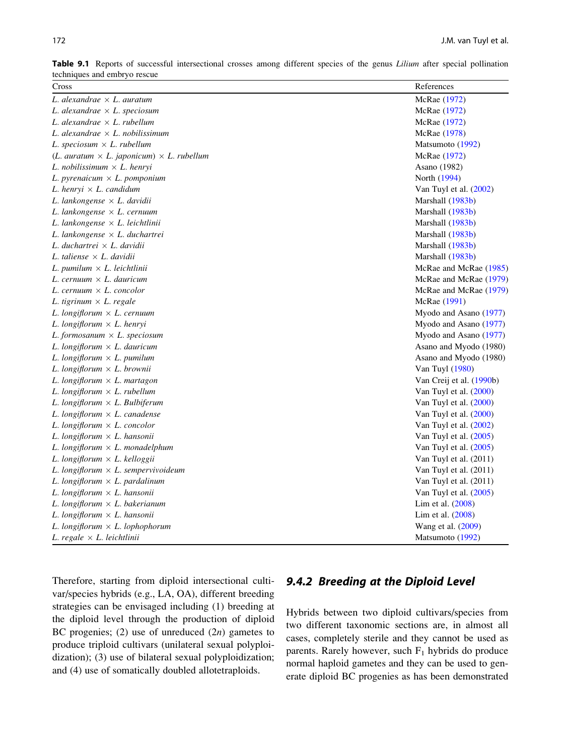**Table 9.1** Reports of successful intersectional crosses among different species of the genus *Lilium* after special pollination techniques and embryo rescue

| Cross | References |
|---|---|
| *L. alexandrae* × *L. auratum* | McRae (1972) |
| *L. alexandrae* × *L. speciosum* | McRae (1972) |
| *L. alexandrae* × *L. rubellum* | McRae (1972) |
| *L. alexandrae* × *L. nobilissimum* | McRae (1978) |
| *L. speciosum* × *L. rubellum* | Matsumoto (1992) |
| (*L. auratum* × *L. japonicum*) × *L. rubellum* | McRae (1972) |
| *L. nobilissimum* × *L. henryi* | Asano (1982) |
| *L. pyrenaicum* × *L. pomponium* | North (1994) |
| *L. henryi* × *L. candidum* | Van Tuyl et al. (2002) |
| *L. lankongense* × *L. davidii* | Marshall (1983b) |
| *L. lankongense* × *L. cernuum* | Marshall (1983b) |
| *L. lankongense* × *L. leichtlinii* | Marshall (1983b) |
| *L. lankongense* × *L. duchartrei* | Marshall (1983b) |
| *L. duchartrei* × *L. davidii* | Marshall (1983b) |
| *L. taliense* × *L. davidii* | Marshall (1983b) |
| *L. pumilum* × *L. leichtlinii* | McRae and McRae (1985) |
| *L. cernuum* × *L. dauricum* | McRae and McRae (1979) |
| *L. cernuum* × *L. concolor* | McRae and McRae (1979) |
| *L. tigrinum* × *L. regale* | McRae (1991) |
| *L. longiflorum* × *L. cernuum* | Myodo and Asano (1977) |
| *L. longiflorum* × *L. henryi* | Myodo and Asano (1977) |
| *L. formosanum* × *L. speciosum* | Myodo and Asano (1977) |
| *L. longiflorum* × *L. dauricum* | Asano and Myodo (1980) |
| *L. longiflorum* × *L. pumilum* | Asano and Myodo (1980) |
| *L. longiflorum* × *L. brownii* | Van Tuyl (1980) |
| *L. longiflorum* × *L. martagon* | Van Creij et al. (1990b) |
| *L. longiflorum* × *L. rubellum* | Van Tuyl et al. (2000) |
| *L. longiflorum* × *L. Bulbiferum* | Van Tuyl et al. (2000) |
| *L. longiflorum* × *L. canadense* | Van Tuyl et al. (2000) |
| *L. longiflorum* × *L. concolor* | Van Tuyl et al. (2002) |
| *L. longiflorum* × *L. hansonii* | Van Tuyl et al. (2005) |
| *L. longiflorum* × *L. monadelphum* | Van Tuyl et al. (2005) |
| *L. longiflorum* × *L. kelloggii* | Van Tuyl et al. (2011) |
| *L. longiflorum* × *L. sempervivoideum* | Van Tuyl et al. (2011) |
| *L. longiflorum* × *L. pardalinum* | Van Tuyl et al. (2011) |
| *L. longiflorum* × *L. hansonii* | Van Tuyl et al. (2005) |
| *L. longiflorum* × *L. bakerianum* | Lim et al. (2008) |
| *L. longiflorum* × *L. hansonii* | Lim et al. (2008) |
| *L. longiflorum* × *L. lophophorum* | Wang et al. (2009) |
| *L. regale* × *L. leichtlinii* | Matsumoto (1992) |

Therefore, starting from diploid intersectional cultivar/species hybrids (e.g., LA, OA), different breeding strategies can be envisaged including (1) breeding at the diploid level through the production of diploid BC progenies; (2) use of unreduced ($2n$) gametes to produce triploid cultivars (unilateral sexual polyploidization); (3) use of bilateral sexual polyploidization; and (4) use of somatically doubled allotetraploids.

### 9.4.2 Breeding at the Diploid Level

Hybrids between two diploid cultivars/species from two different taxonomic sections are, in almost all cases, completely sterile and they cannot be used as parents. Rarely however, such $F_1$ hybrids do produce normal haploid gametes and they can be used to generate diploid BC progenies as has been demonstrated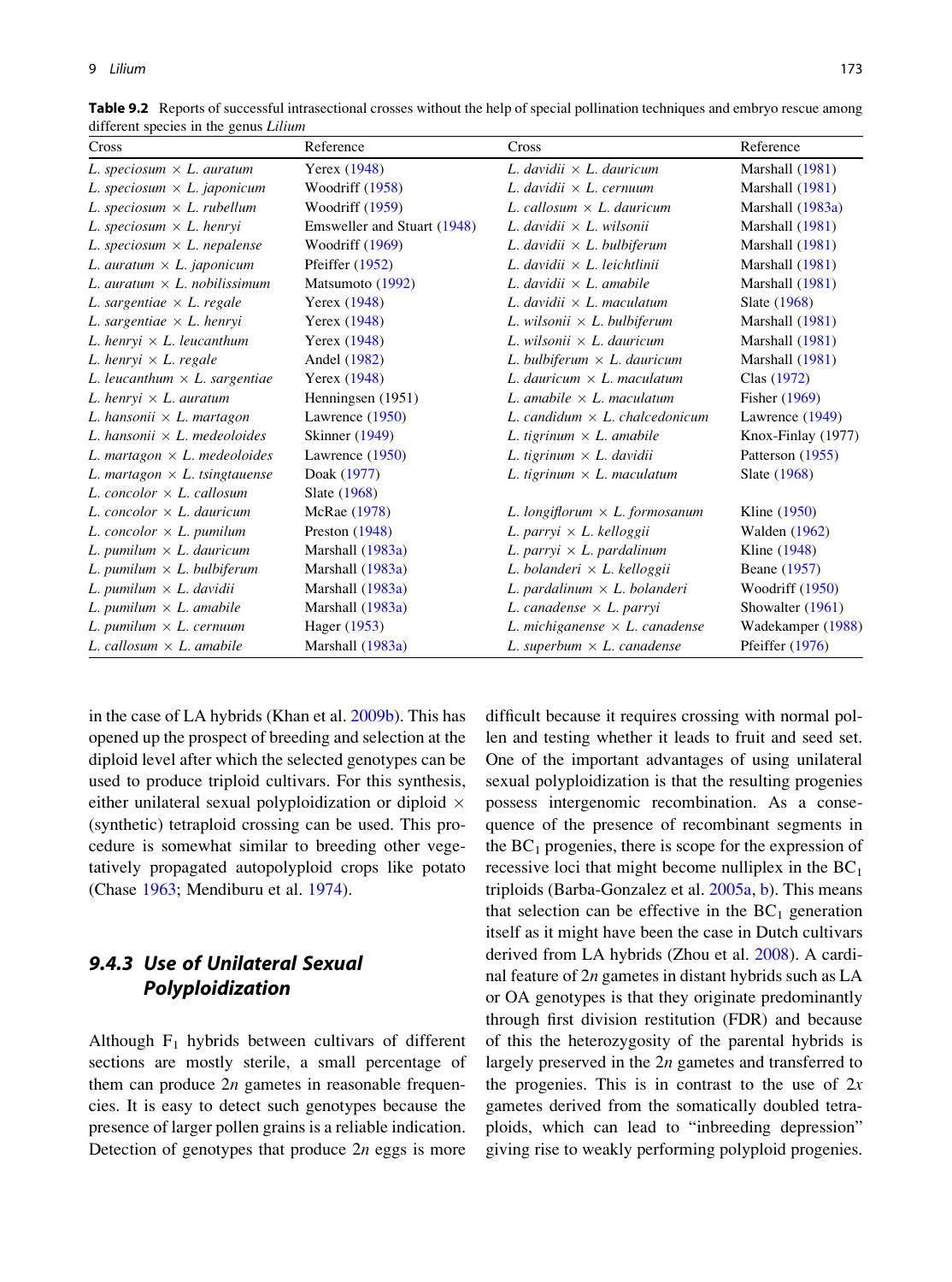**Table 9.2** Reports of successful intrasectional crosses without the help of special pollination techniques and embryo rescue among different species in the genus *Lilium*

| Cross | Reference | Cross | Reference |
|---|---|---|---|
| *L. speciosum* × *L. auratum* | Yerex (1948) | *L. davidii* × *L. dauricum* | Marshall (1981) |
| *L. speciosum* × *L. japonicum* | Woodriff (1958) | *L. davidii* × *L. cernuum* | Marshall (1981) |
| *L. speciosum* × *L. rubellum* | Woodriff (1959) | *L. callosum* × *L. dauricum* | Marshall (1983a) |
| *L. speciosum* × *L. henryi* | Emsweller and Stuart (1948) | *L. davidii* × *L. wilsonii* | Marshall (1981) |
| *L. speciosum* × *L. nepalense* | Woodriff (1969) | *L. davidii* × *L. bulbiferum* | Marshall (1981) |
| *L. auratum* × *L. japonicum* | Pfeiffer (1952) | *L. davidii* × *L. leichtlinii* | Marshall (1981) |
| *L. auratum* × *L. nobilissimum* | Matsumoto (1992) | *L. davidii* × *L. amabile* | Marshall (1981) |
| *L. sargentiae* × *L. regale* | Yerex (1948) | *L. davidii* × *L. maculatum* | Slate (1968) |
| *L. sargentiae* × *L. henryi* | Yerex (1948) | *L. wilsonii* × *L. bulbiferum* | Marshall (1981) |
| *L. henryi* × *L. leucanthum* | Yerex (1948) | *L. wilsonii* × *L. dauricum* | Marshall (1981) |
| *L. henryi* × *L. regale* | Andel (1982) | *L. bulbiferum* × *L. dauricum* | Marshall (1981) |
| *L. leucanthum* × *L. sargentiae* | Yerex (1948) | *L. dauricum* × *L. maculatum* | Clas (1972) |
| *L. henryi* × *L. auratum* | Henningsen (1951) | *L. amabile* × *L. maculatum* | Fisher (1969) |
| *L. hansonii* × *L. martagon* | Lawrence (1950) | *L. candidum* × *L. chalcedonicum* | Lawrence (1949) |
| *L. hansonii* × *L. medeoloides* | Skinner (1949) | *L. tigrinum* × *L. amabile* | Knox-Finlay (1977) |
| *L. martagon* × *L. medeoloides* | Lawrence (1950) | *L. tigrinum* × *L. davidii* | Patterson (1955) |
| *L. martagon* × *L. tsingtauense* | Doak (1977) | *L. tigrinum* × *L. maculatum* | Slate (1968) |
| *L. concolor* × *L. callosum* | Slate (1968) | | |
| *L. concolor* × *L. dauricum* | McRae (1978) | *L. longiflorum* × *L. formosanum* | Kline (1950) |
| *L. concolor* × *L. pumilum* | Preston (1948) | *L. parryi* × *L. kelloggii* | Walden (1962) |
| *L. pumilum* × *L. dauricum* | Marshall (1983a) | *L. parryi* × *L. pardalinum* | Kline (1948) |
| *L. pumilum* × *L. bulbiferum* | Marshall (1983a) | *L. bolanderi* × *L. kelloggii* | Beane (1957) |
| *L. pumilum* × *L. davidii* | Marshall (1983a) | *L. pardalinum* × *L. bolanderi* | Woodriff (1950) |
| *L. pumilum* × *L. amabile* | Marshall (1983a) | *L. canadense* × *L. parryi* | Showalter (1961) |
| *L. pumilum* × *L. cernuum* | Hager (1953) | *L. michiganense* × *L. canadense* | Wadekamper (1988) |
| *L. callosum* × *L. amabile* | Marshall (1983a) | *L. superbum* × *L. canadense* | Pfeiffer (1976) |

in the case of LA hybrids (Khan et al. 2009b). This has opened up the prospect of breeding and selection at the diploid level after which the selected genotypes can be used to produce triploid cultivars. For this synthesis, either unilateral sexual polyploidization or diploid × (synthetic) tetraploid crossing can be used. This procedure is somewhat similar to breeding other vegetatively propagated autopolyploid crops like potato (Chase 1963; Mendiburu et al. 1974).

### 9.4.3 Use of Unilateral Sexual Polyploidization

Although $F_1$ hybrids between cultivars of different sections are mostly sterile, a small percentage of them can produce $2n$ gametes in reasonable frequencies. It is easy to detect such genotypes because the presence of larger pollen grains is a reliable indication. Detection of genotypes that produce $2n$ eggs is more difficult because it requires crossing with normal pollen and testing whether it leads to fruit and seed set. One of the important advantages of using unilateral sexual polyploidization is that the resulting progenies possess intergenomic recombination. As a consequence of the presence of recombinant segments in the $BC_1$ progenies, there is scope for the expression of recessive loci that might become nulliplex in the $BC_1$ triploids (Barba-Gonzalez et al. 2005a, b). This means that selection can be effective in the $BC_1$ generation itself as it might have been the case in Dutch cultivars derived from LA hybrids (Zhou et al. 2008). A cardinal feature of $2n$ gametes in distant hybrids such as LA or OA genotypes is that they originate predominantly through first division restitution (FDR) and because of this the heterozygosity of the parental hybrids is largely preserved in the $2n$ gametes and transferred to the progenies. This is in contrast to the use of $2x$ gametes derived from the somatically doubled tetraploids, which can lead to "inbreeding depression" giving rise to weakly performing polyploid progenies.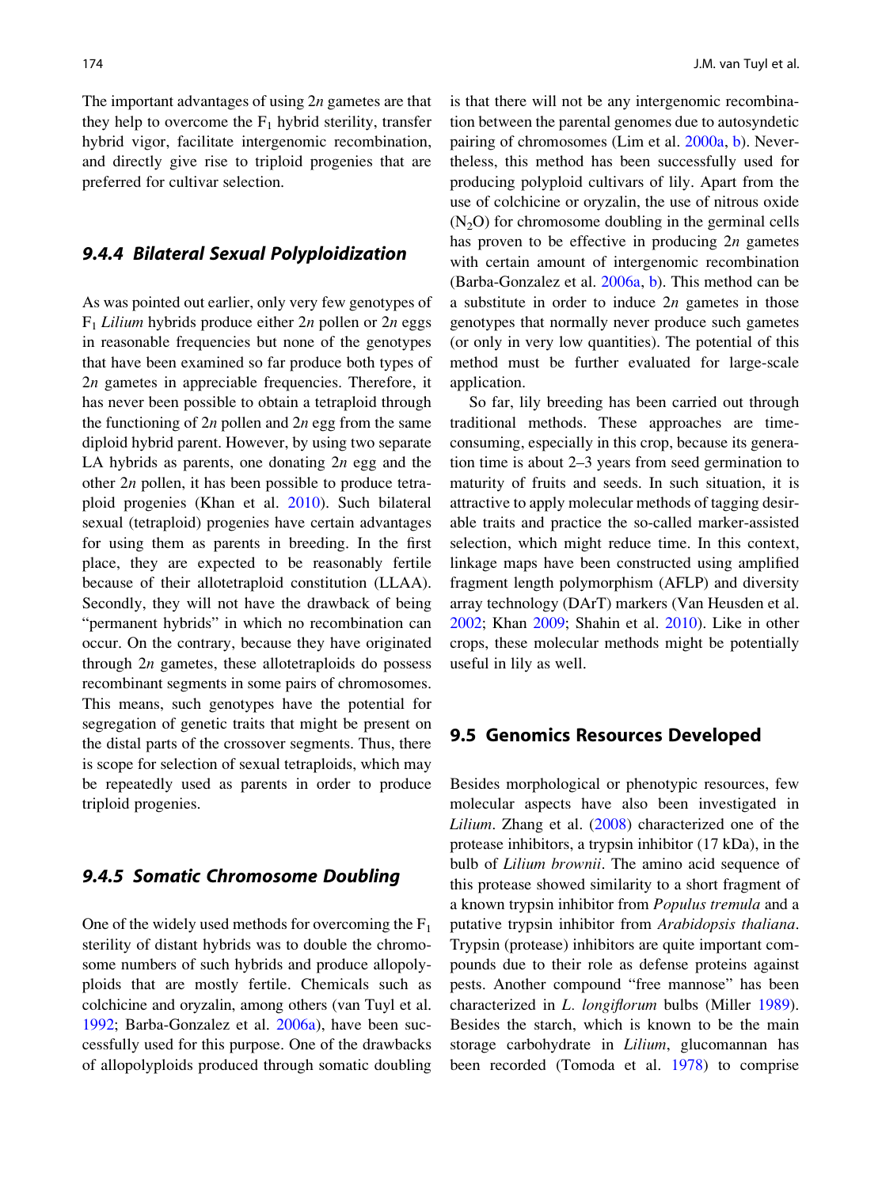The important advantages of using 2*n* gametes are that they help to overcome the $F_1$ hybrid sterility, transfer hybrid vigor, facilitate intergenomic recombination, and directly give rise to triploid progenies that are preferred for cultivar selection.

### 9.4.4 Bilateral Sexual Polyploidization

As was pointed out earlier, only very few genotypes of $F_1$ *Lilium* hybrids produce either 2*n* pollen or 2*n* eggs in reasonable frequencies but none of the genotypes that have been examined so far produce both types of 2*n* gametes in appreciable frequencies. Therefore, it has never been possible to obtain a tetraploid through the functioning of 2*n* pollen and 2*n* egg from the same diploid hybrid parent. However, by using two separate LA hybrids as parents, one donating 2*n* egg and the other 2*n* pollen, it has been possible to produce tetraploid progenies (Khan et al. 2010). Such bilateral sexual (tetraploid) progenies have certain advantages for using them as parents in breeding. In the first place, they are expected to be reasonably fertile because of their allotetraploid constitution (LLAA). Secondly, they will not have the drawback of being "permanent hybrids" in which no recombination can occur. On the contrary, because they have originated through 2*n* gametes, these allotetraploids do possess recombinant segments in some pairs of chromosomes. This means, such genotypes have the potential for segregation of genetic traits that might be present on the distal parts of the crossover segments. Thus, there is scope for selection of sexual tetraploids, which may be repeatedly used as parents in order to produce triploid progenies.

### 9.4.5 Somatic Chromosome Doubling

One of the widely used methods for overcoming the $F_1$ sterility of distant hybrids was to double the chromosome numbers of such hybrids and produce allopolyploids that are mostly fertile. Chemicals such as colchicine and oryzalin, among others (van Tuyl et al. 1992; Barba-Gonzalez et al. 2006a), have been successfully used for this purpose. One of the drawbacks of allopolyploids produced through somatic doubling is that there will not be any intergenomic recombination between the parental genomes due to autosyndetic pairing of chromosomes (Lim et al. 2000a, b). Nevertheless, this method has been successfully used for producing polyploid cultivars of lily. Apart from the use of colchicine or oryzalin, the use of nitrous oxide ($N_2O$) for chromosome doubling in the germinal cells has proven to be effective in producing 2*n* gametes with certain amount of intergenomic recombination (Barba-Gonzalez et al. 2006a, b). This method can be a substitute in order to induce 2*n* gametes in those genotypes that normally never produce such gametes (or only in very low quantities). The potential of this method must be further evaluated for large-scale application.

So far, lily breeding has been carried out through traditional methods. These approaches are time-consuming, especially in this crop, because its generation time is about 2–3 years from seed germination to maturity of fruits and seeds. In such situation, it is attractive to apply molecular methods of tagging desirable traits and practice the so-called marker-assisted selection, which might reduce time. In this context, linkage maps have been constructed using amplified fragment length polymorphism (AFLP) and diversity array technology (DArT) markers (Van Heusden et al. 2002; Khan 2009; Shahin et al. 2010). Like in other crops, these molecular methods might be potentially useful in lily as well.

## 9.5 Genomics Resources Developed

Besides morphological or phenotypic resources, few molecular aspects have also been investigated in *Lilium*. Zhang et al. (2008) characterized one of the protease inhibitors, a trypsin inhibitor (17 kDa), in the bulb of *Lilium brownii*. The amino acid sequence of this protease showed similarity to a short fragment of a known trypsin inhibitor from *Populus tremula* and a putative trypsin inhibitor from *Arabidopsis thaliana*. Trypsin (protease) inhibitors are quite important compounds due to their role as defense proteins against pests. Another compound "free mannose" has been characterized in *L. longiflorum* bulbs (Miller 1989). Besides the starch, which is known to be the main storage carbohydrate in *Lilium*, glucomannan has been recorded (Tomoda et al. 1978) to comprise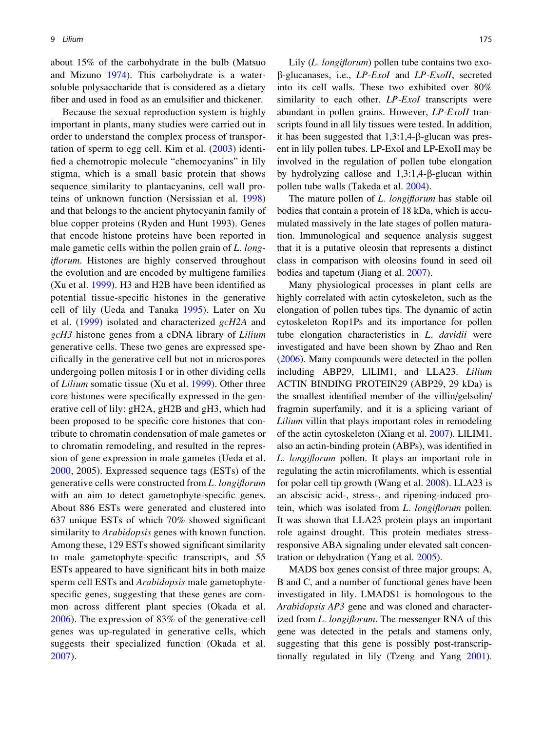about 15% of the carbohydrate in the bulb (Matsuo and Mizuno 1974). This carbohydrate is a water-soluble polysaccharide that is considered as a dietary fiber and used in food as an emulsifier and thickener.

Because the sexual reproduction system is highly important in plants, many studies were carried out in order to understand the complex process of transportation of sperm to egg cell. Kim et al. (2003) identified a chemotropic molecule "chemocyanins" in lily stigma, which is a small basic protein that shows sequence similarity to plantacyanins, cell wall proteins of unknown function (Nersissian et al. 1998) and that belongs to the ancient phytocyanin family of blue copper proteins (Ryden and Hunt 1993). Genes that encode histone proteins have been reported in male gametic cells within the pollen grain of *L. longiflorum*. Histones are highly conserved throughout the evolution and are encoded by multigene families (Xu et al. 1999). H3 and H2B have been identified as potential tissue-specific histones in the generative cell of lily (Ueda and Tanaka 1995). Later on Xu et al. (1999) isolated and characterized *gcH2A* and *gcH3* histone genes from a cDNA library of *Lilium* generative cells. These two genes are expressed specifically in the generative cell but not in microspores undergoing pollen mitosis I or in other dividing cells of *Lilium* somatic tissue (Xu et al. 1999). Other three core histones were specifically expressed in the generative cell of lily: gH2A, gH2B and gH3, which had been proposed to be specific core histones that contribute to chromatin condensation of male gametes or to chromatin remodeling, and resulted in the repression of gene expression in male gametes (Ueda et al. 2000, 2005). Expressed sequence tags (ESTs) of the generative cells were constructed from *L. longiflorum* with an aim to detect gametophyte-specific genes. About 886 ESTs were generated and clustered into 637 unique ESTs of which 70% showed significant similarity to *Arabidopsis* genes with known function. Among these, 129 ESTs showed significant similarity to male gametophyte-specific transcripts, and 55 ESTs appeared to have significant hits in both maize sperm cell ESTs and *Arabidopsis* male gametophyte-specific genes, suggesting that these genes are common across different plant species (Okada et al. 2006). The expression of 83% of the generative-cell genes was up-regulated in generative cells, which suggests their specialized function (Okada et al. 2007).

Lily (*L. longiflorum*) pollen tube contains two exo-β-glucanases, i.e., *LP-ExoI* and *LP-ExoII*, secreted into its cell walls. These two exhibited over 80% similarity to each other. *LP-ExoI* transcripts were abundant in pollen grains. However, *LP-ExoII* transcripts found in all lily tissues were tested. In addition, it has been suggested that 1,3:1,4-β-glucan was present in lily pollen tubes. LP-ExoI and LP-ExoII may be involved in the regulation of pollen tube elongation by hydrolyzing callose and 1,3:1,4-β-glucan within pollen tube walls (Takeda et al. 2004).

The mature pollen of *L. longiflorum* has stable oil bodies that contain a protein of 18 kDa, which is accumulated massively in the late stages of pollen maturation. Immunological and sequence analysis suggest that it is a putative oleosin that represents a distinct class in comparison with oleosins found in seed oil bodies and tapetum (Jiang et al. 2007).

Many physiological processes in plant cells are highly correlated with actin cytoskeleton, such as the elongation of pollen tubes tips. The dynamic of actin cytoskeleton Rop1Ps and its importance for pollen tube elongation characteristics in *L. davidii* were investigated and have been shown by Zhao and Ren (2006). Many compounds were detected in the pollen including ABP29, LlLIM1, and LLA23. *Lilium* ACTIN BINDING PROTEIN29 (ABP29, 29 kDa) is the smallest identified member of the villin/gelsolin/fragmin superfamily, and it is a splicing variant of *Lilium* villin that plays important roles in remodeling of the actin cytoskeleton (Xiang et al. 2007). LlLIM1, also an actin-binding protein (ABPs), was identified in *L. longiflorum* pollen. It plays an important role in regulating the actin microfilaments, which is essential for polar cell tip growth (Wang et al. 2008). LLA23 is an abscisic acid-, stress-, and ripening-induced protein, which was isolated from *L. longiflorum* pollen. It was shown that LLA23 protein plays an important role against drought. This protein mediates stress-responsive ABA signaling under elevated salt concentration or dehydration (Yang et al. 2005).

MADS box genes consist of three major groups: A, B and C, and a number of functional genes have been investigated in lily. LMADS1 is homologous to the *Arabidopsis AP3* gene and was cloned and characterized from *L. longiflorum*. The messenger RNA of this gene was detected in the petals and stamens only, suggesting that this gene is possibly post-transcriptionally regulated in lily (Tzeng and Yang 2001).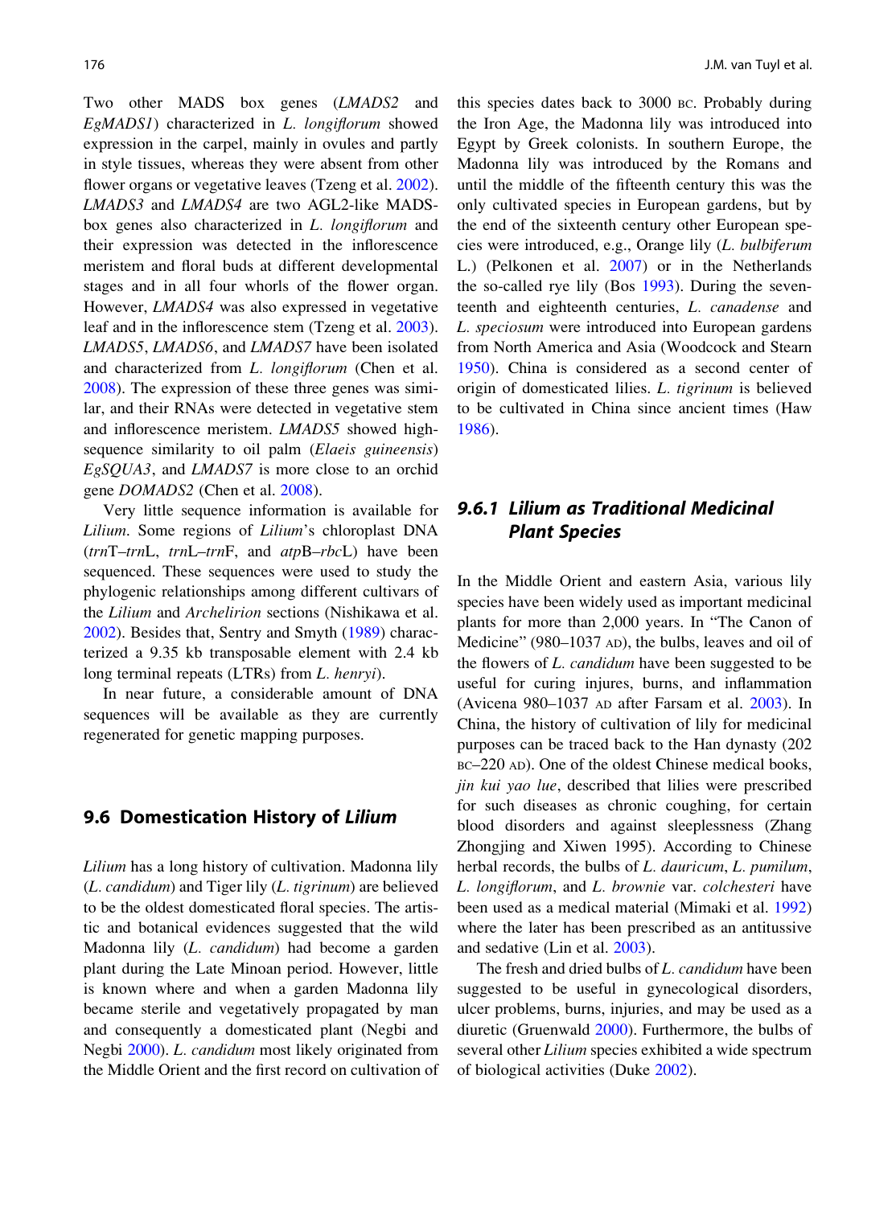Two other MADS box genes (*LMADS2* and *EgMADS1*) characterized in *L. longiflorum* showed expression in the carpel, mainly in ovules and partly in style tissues, whereas they were absent from other flower organs or vegetative leaves (Tzeng et al. 2002). *LMADS3* and *LMADS4* are two AGL2-like MADS-box genes also characterized in *L. longiflorum* and their expression was detected in the inflorescence meristem and floral buds at different developmental stages and in all four whorls of the flower organ. However, *LMADS4* was also expressed in vegetative leaf and in the inflorescence stem (Tzeng et al. 2003). *LMADS5*, *LMADS6*, and *LMADS7* have been isolated and characterized from *L. longiflorum* (Chen et al. 2008). The expression of these three genes was similar, and their RNAs were detected in vegetative stem and inflorescence meristem. *LMADS5* showed high-sequence similarity to oil palm (*Elaeis guineensis*) *EgSQUA3*, and *LMADS7* is more close to an orchid gene *DOMADS2* (Chen et al. 2008).

Very little sequence information is available for *Lilium*. Some regions of *Lilium*'s chloroplast DNA (*trn*T–*trn*L, *trn*L–*trn*F, and *atp*B–*rbc*L) have been sequenced. These sequences were used to study the phylogenic relationships among different cultivars of the *Lilium* and *Archelirion* sections (Nishikawa et al. 2002). Besides that, Sentry and Smyth (1989) characterized a 9.35 kb transposable element with 2.4 kb long terminal repeats (LTRs) from *L. henryi*).

In near future, a considerable amount of DNA sequences will be available as they are currently regenerated for genetic mapping purposes.

## 9.6 Domestication History of *Lilium*

*Lilium* has a long history of cultivation. Madonna lily (*L. candidum*) and Tiger lily (*L. tigrinum*) are believed to be the oldest domesticated floral species. The artistic and botanical evidences suggested that the wild Madonna lily (*L. candidum*) had become a garden plant during the Late Minoan period. However, little is known where and when a garden Madonna lily became sterile and vegetatively propagated by man and consequently a domesticated plant (Negbi and Negbi 2000). *L. candidum* most likely originated from the Middle Orient and the first record on cultivation of this species dates back to 3000 BC. Probably during the Iron Age, the Madonna lily was introduced into Egypt by Greek colonists. In southern Europe, the Madonna lily was introduced by the Romans and until the middle of the fifteenth century this was the only cultivated species in European gardens, but by the end of the sixteenth century other European species were introduced, e.g., Orange lily (*L. bulbiferum* L.) (Pelkonen et al. 2007) or in the Netherlands the so-called rye lily (Bos 1993). During the seventeenth and eighteenth centuries, *L. canadense* and *L. speciosum* were introduced into European gardens from North America and Asia (Woodcock and Stearn 1950). China is considered as a second center of origin of domesticated lilies. *L. tigrinum* is believed to be cultivated in China since ancient times (Haw 1986).

### 9.6.1 *Lilium* as Traditional Medicinal Plant Species

In the Middle Orient and eastern Asia, various lily species have been widely used as important medicinal plants for more than 2,000 years. In "The Canon of Medicine" (980–1037 AD), the bulbs, leaves and oil of the flowers of *L. candidum* have been suggested to be useful for curing injures, burns, and inflammation (Avicena 980–1037 AD after Farsam et al. 2003). In China, the history of cultivation of lily for medicinal purposes can be traced back to the Han dynasty (202 BC–220 AD). One of the oldest Chinese medical books, *jin kui yao lue*, described that lilies were prescribed for such diseases as chronic coughing, for certain blood disorders and against sleeplessness (Zhang Zhongjing and Xiwen 1995). According to Chinese herbal records, the bulbs of *L. dauricum*, *L. pumilum*, *L. longiflorum*, and *L. brownie* var. *colchesteri* have been used as a medical material (Mimaki et al. 1992) where the later has been prescribed as an antitussive and sedative (Lin et al. 2003).

The fresh and dried bulbs of *L. candidum* have been suggested to be useful in gynecological disorders, ulcer problems, burns, injuries, and may be used as a diuretic (Gruenwald 2000). Furthermore, the bulbs of several other *Lilium* species exhibited a wide spectrum of biological activities (Duke 2002).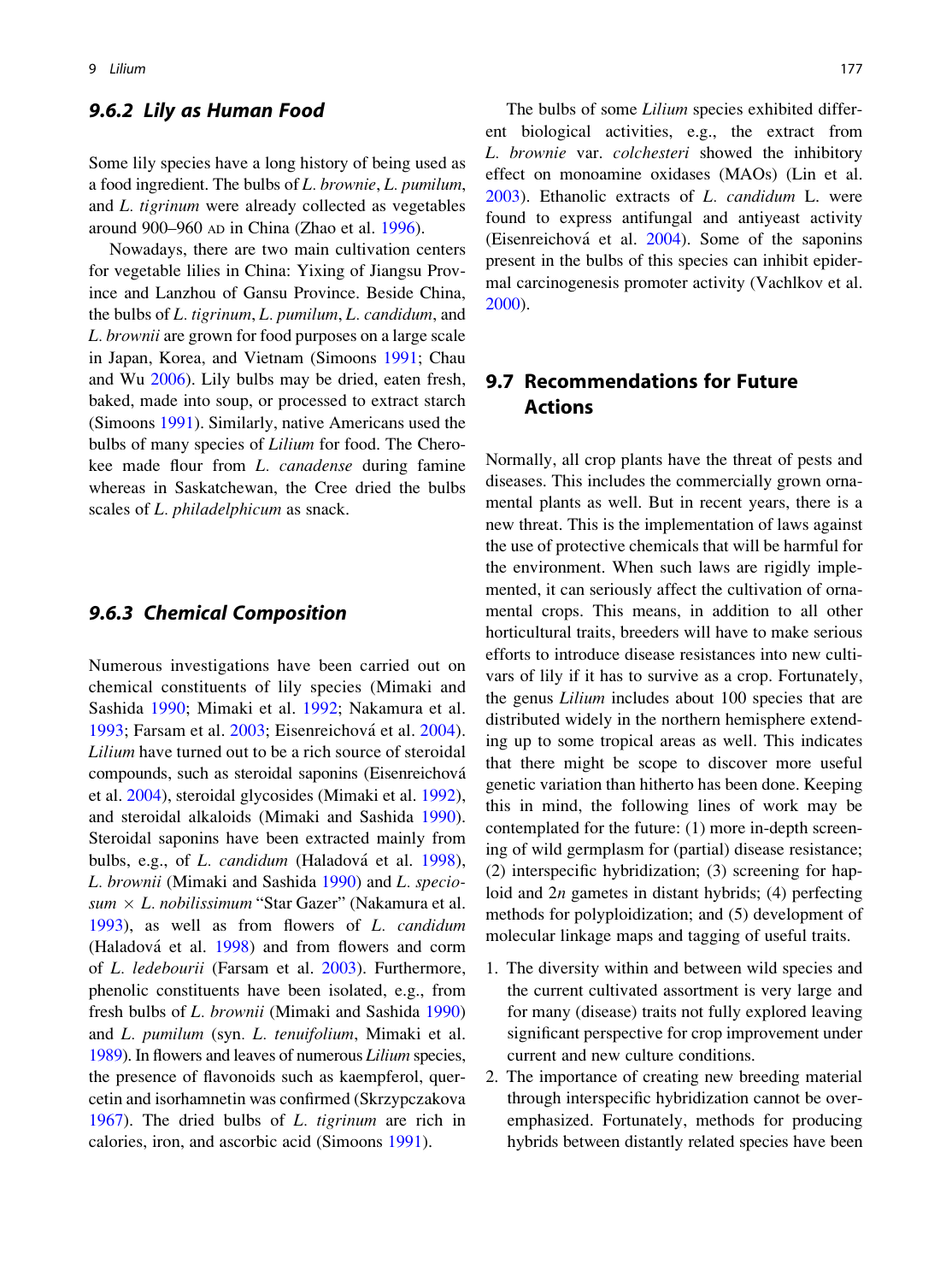### 9.6.2 Lily as Human Food

Some lily species have a long history of being used as a food ingredient. The bulbs of *L. brownie*, *L. pumilum*, and *L. tigrinum* were already collected as vegetables around 900–960 AD in China (Zhao et al. 1996).

Nowadays, there are two main cultivation centers for vegetable lilies in China: Yixing of Jiangsu Province and Lanzhou of Gansu Province. Beside China, the bulbs of *L. tigrinum*, *L. pumilum*, *L. candidum*, and *L. brownii* are grown for food purposes on a large scale in Japan, Korea, and Vietnam (Simoons 1991; Chau and Wu 2006). Lily bulbs may be dried, eaten fresh, baked, made into soup, or processed to extract starch (Simoons 1991). Similarly, native Americans used the bulbs of many species of *Lilium* for food. The Cherokee made flour from *L. canadense* during famine whereas in Saskatchewan, the Cree dried the bulbs scales of *L. philadelphicum* as snack.

### 9.6.3 Chemical Composition

Numerous investigations have been carried out on chemical constituents of lily species (Mimaki and Sashida 1990; Mimaki et al. 1992; Nakamura et al. 1993; Farsam et al. 2003; Eisenreichová et al. 2004). *Lilium* have turned out to be a rich source of steroidal compounds, such as steroidal saponins (Eisenreichová et al. 2004), steroidal glycosides (Mimaki et al. 1992), and steroidal alkaloids (Mimaki and Sashida 1990). Steroidal saponins have been extracted mainly from bulbs, e.g., of *L. candidum* (Haladová et al. 1998), *L. brownii* (Mimaki and Sashida 1990) and *L. speciosum* × *L. nobilissimum* "Star Gazer" (Nakamura et al. 1993), as well as from flowers of *L. candidum* (Haladová et al. 1998) and from flowers and corm of *L. ledebourii* (Farsam et al. 2003). Furthermore, phenolic constituents have been isolated, e.g., from fresh bulbs of *L. brownii* (Mimaki and Sashida 1990) and *L. pumilum* (syn. *L. tenuifolium*, Mimaki et al. 1989). In flowers and leaves of numerous *Lilium* species, the presence of flavonoids such as kaempferol, quercetin and isorhamnetin was confirmed (Skrzypczakova 1967). The dried bulbs of *L. tigrinum* are rich in calories, iron, and ascorbic acid (Simoons 1991).

The bulbs of some *Lilium* species exhibited different biological activities, e.g., the extract from *L. brownie* var. *colchesteri* showed the inhibitory effect on monoamine oxidases (MAOs) (Lin et al. 2003). Ethanolic extracts of *L. candidum* L. were found to express antifungal and antiyeast activity (Eisenreichová et al. 2004). Some of the saponins present in the bulbs of this species can inhibit epidermal carcinogenesis promoter activity (Vachlkov et al. 2000).

## 9.7 Recommendations for Future Actions

Normally, all crop plants have the threat of pests and diseases. This includes the commercially grown ornamental plants as well. But in recent years, there is a new threat. This is the implementation of laws against the use of protective chemicals that will be harmful for the environment. When such laws are rigidly implemented, it can seriously affect the cultivation of ornamental crops. This means, in addition to all other horticultural traits, breeders will have to make serious efforts to introduce disease resistances into new cultivars of lily if it has to survive as a crop. Fortunately, the genus *Lilium* includes about 100 species that are distributed widely in the northern hemisphere extending up to some tropical areas as well. This indicates that there might be scope to discover more useful genetic variation than hitherto has been done. Keeping this in mind, the following lines of work may be contemplated for the future: (1) more in-depth screening of wild germplasm for (partial) disease resistance; (2) interspecific hybridization; (3) screening for haploid and $2n$ gametes in distant hybrids; (4) perfecting methods for polyploidization; and (5) development of molecular linkage maps and tagging of useful traits.

1. The diversity within and between wild species and the current cultivated assortment is very large and for many (disease) traits not fully explored leaving significant perspective for crop improvement under current and new culture conditions.
2. The importance of creating new breeding material through interspecific hybridization cannot be overemphasized. Fortunately, methods for producing hybrids between distantly related species have been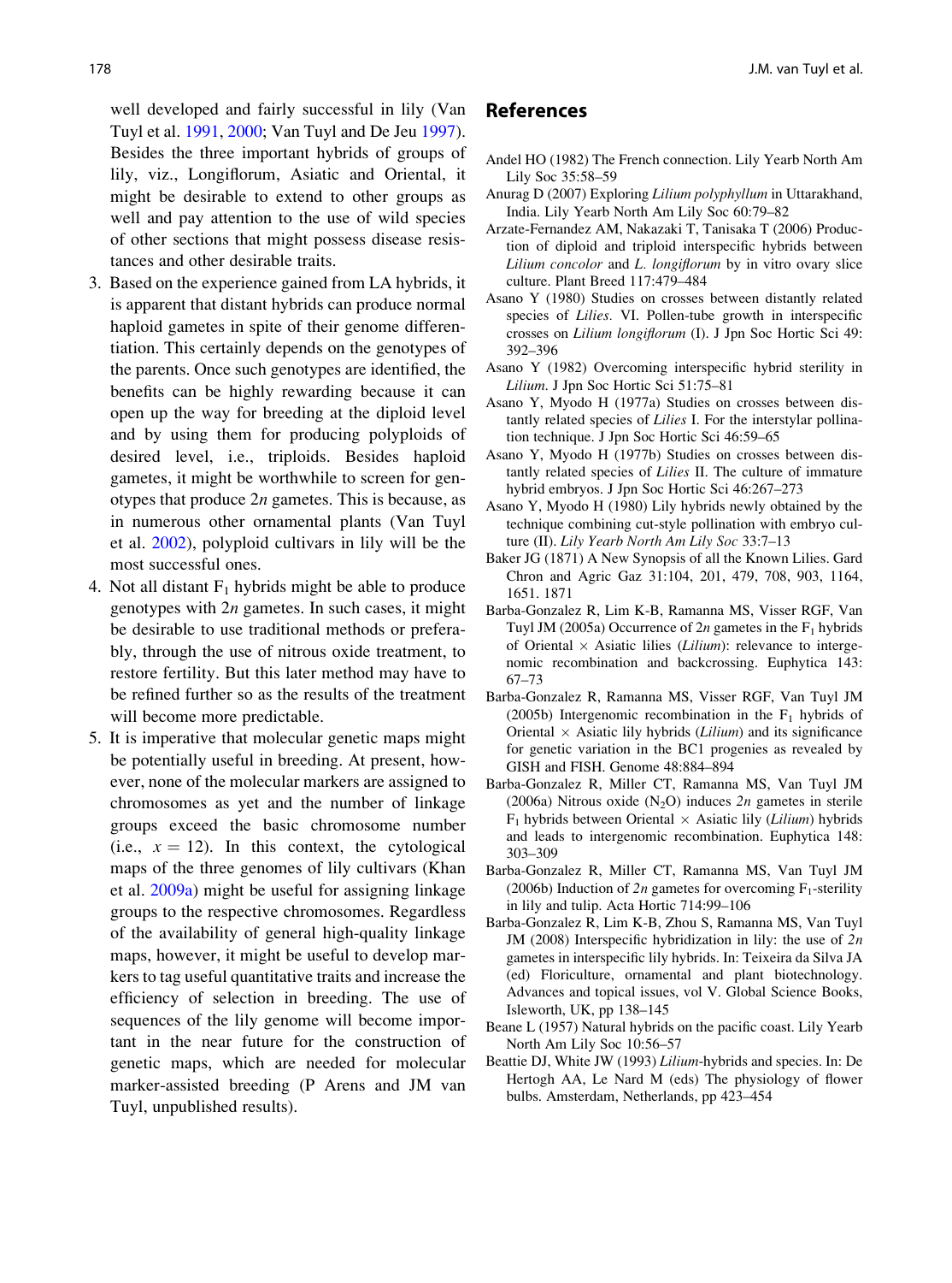well developed and fairly successful in lily (Van Tuyl et al. 1991, 2000; Van Tuyl and De Jeu 1997). Besides the three important hybrids of groups of lily, viz., Longiflorum, Asiatic and Oriental, it might be desirable to extend to other groups as well and pay attention to the use of wild species of other sections that might possess disease resistances and other desirable traits.

3. Based on the experience gained from LA hybrids, it is apparent that distant hybrids can produce normal haploid gametes in spite of their genome differentiation. This certainly depends on the genotypes of the parents. Once such genotypes are identified, the benefits can be highly rewarding because it can open up the way for breeding at the diploid level and by using them for producing polyploids of desired level, i.e., triploids. Besides haploid gametes, it might be worthwhile to screen for genotypes that produce $2n$ gametes. This is because, as in numerous other ornamental plants (Van Tuyl et al. 2002), polyploid cultivars in lily will be the most successful ones.
4. Not all distant $F_1$ hybrids might be able to produce genotypes with $2n$ gametes. In such cases, it might be desirable to use traditional methods or preferably, through the use of nitrous oxide treatment, to restore fertility. But this later method may have to be refined further so as the results of the treatment will become more predictable.
5. It is imperative that molecular genetic maps might be potentially useful in breeding. At present, however, none of the molecular markers are assigned to chromosomes as yet and the number of linkage groups exceed the basic chromosome number (i.e., $x = 12$). In this context, the cytological maps of the three genomes of lily cultivars (Khan et al. 2009a) might be useful for assigning linkage groups to the respective chromosomes. Regardless of the availability of general high-quality linkage maps, however, it might be useful to develop markers to tag useful quantitative traits and increase the efficiency of selection in breeding. The use of sequences of the lily genome will become important in the near future for the construction of genetic maps, which are needed for molecular marker-assisted breeding (P Arens and JM van Tuyl, unpublished results).

## References

Andel HO (1982) The French connection. Lily Yearb North Am Lily Soc 35:58–59

Anurag D (2007) Exploring *Lilium polyphyllum* in Uttarakhand, India. Lily Yearb North Am Lily Soc 60:79–82

Arzate-Fernandez AM, Nakazaki T, Tanisaka T (2006) Production of diploid and triploid interspecific hybrids between *Lilium concolor* and *L. longiflorum* by in vitro ovary slice culture. Plant Breed 117:479–484

Asano Y (1980) Studies on crosses between distantly related species of *Lilies*. VI. Pollen-tube growth in interspecific crosses on *Lilium longiflorum* (I). J Jpn Soc Hortic Sci 49: 392–396

Asano Y (1982) Overcoming interspecific hybrid sterility in *Lilium*. J Jpn Soc Hortic Sci 51:75–81

Asano Y, Myodo H (1977a) Studies on crosses between distantly related species of *Lilies* I. For the interstylar pollination technique. J Jpn Soc Hortic Sci 46:59–65

Asano Y, Myodo H (1977b) Studies on crosses between distantly related species of *Lilies* II. The culture of immature hybrid embryos. J Jpn Soc Hortic Sci 46:267–273

Asano Y, Myodo H (1980) Lily hybrids newly obtained by the technique combining cut-style pollination with embryo culture (II). *Lily Yearb North Am Lily Soc* 33:7–13

Baker JG (1871) A New Synopsis of all the Known Lilies. Gard Chron and Agric Gaz 31:104, 201, 479, 708, 903, 1164, 1651. 1871

Barba-Gonzalez R, Lim K-B, Ramanna MS, Visser RGF, Van Tuyl JM (2005a) Occurrence of $2n$ gametes in the $F_1$ hybrids of Oriental × Asiatic lilies (*Lilium*): relevance to intergenomic recombination and backcrossing. Euphytica 143: 67–73

Barba-Gonzalez R, Ramanna MS, Visser RGF, Van Tuyl JM (2005b) Intergenomic recombination in the $F_1$ hybrids of Oriental × Asiatic lily hybrids (*Lilium*) and its significance for genetic variation in the BC1 progenies as revealed by GISH and FISH. Genome 48:884–894

Barba-Gonzalez R, Miller CT, Ramanna MS, Van Tuyl JM (2006a) Nitrous oxide ($N_2O$) induces *2n* gametes in sterile $F_1$ hybrids between Oriental × Asiatic lily (*Lilium*) hybrids and leads to intergenomic recombination. Euphytica 148: 303–309

Barba-Gonzalez R, Miller CT, Ramanna MS, Van Tuyl JM (2006b) Induction of $2n$ gametes for overcoming $F_1$-sterility in lily and tulip. Acta Hortic 714:99–106

Barba-Gonzalez R, Lim K-B, Zhou S, Ramanna MS, Van Tuyl JM (2008) Interspecific hybridization in lily: the use of *2n* gametes in interspecific lily hybrids. In: Teixeira da Silva JA (ed) Floriculture, ornamental and plant biotechnology. Advances and topical issues, vol V. Global Science Books, Isleworth, UK, pp 138–145

Beane L (1957) Natural hybrids on the pacific coast. Lily Yearb North Am Lily Soc 10:56–57

Beattie DJ, White JW (1993) *Lilium*-hybrids and species. In: De Hertogh AA, Le Nard M (eds) The physiology of flower bulbs. Amsterdam, Netherlands, pp 423–454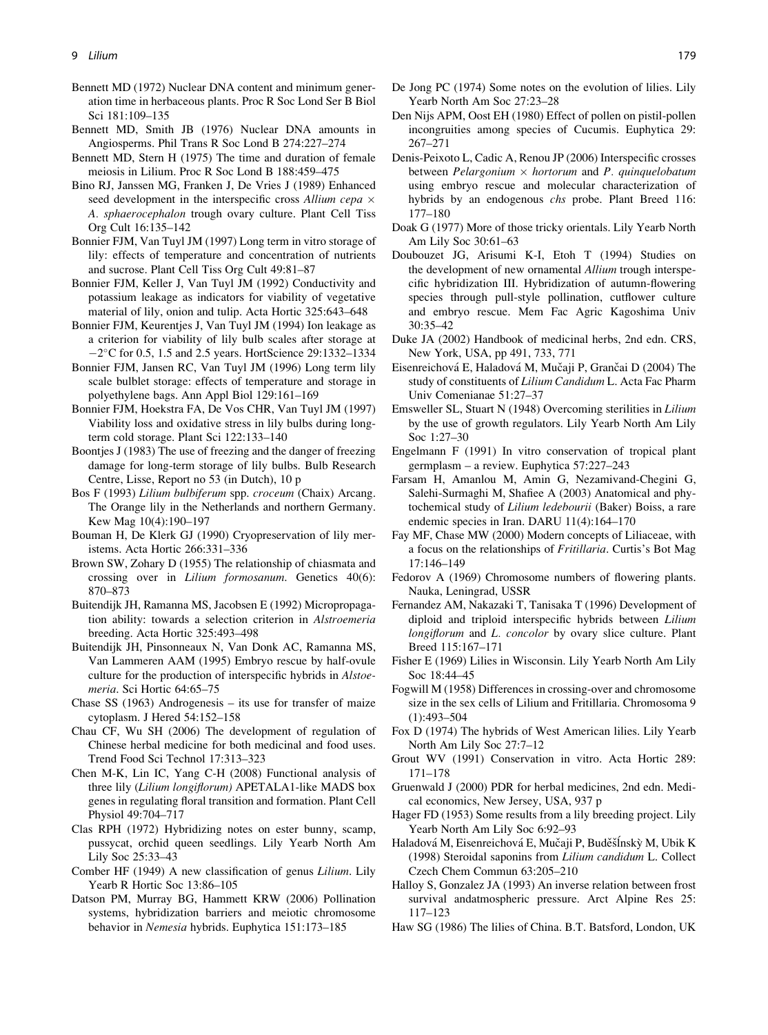Bennett MD (1972) Nuclear DNA content and minimum generation time in herbaceous plants. Proc R Soc Lond Ser B Biol Sci 181:109–135

Bennett MD, Smith JB (1976) Nuclear DNA amounts in Angiosperms. Phil Trans R Soc Lond B 274:227–274

Bennett MD, Stern H (1975) The time and duration of female meiosis in Lilium. Proc R Soc Lond B 188:459–475

Bino RJ, Janssen MG, Franken J, De Vries J (1989) Enhanced seed development in the interspecific cross *Allium cepa* × *A. sphaerocephalon* trough ovary culture. Plant Cell Tiss Org Cult 16:135–142

Bonnier FJM, Van Tuyl JM (1997) Long term in vitro storage of lily: effects of temperature and concentration of nutrients and sucrose. Plant Cell Tiss Org Cult 49:81–87

Bonnier FJM, Keller J, Van Tuyl JM (1992) Conductivity and potassium leakage as indicators for viability of vegetative material of lily, onion and tulip. Acta Hortic 325:643–648

Bonnier FJM, Keurentjes J, Van Tuyl JM (1994) Ion leakage as a criterion for viability of lily bulb scales after storage at −2°C for 0.5, 1.5 and 2.5 years. HortScience 29:1332–1334

Bonnier FJM, Jansen RC, Van Tuyl JM (1996) Long term lily scale bulblet storage: effects of temperature and storage in polyethylene bags. Ann Appl Biol 129:161–169

Bonnier FJM, Hoekstra FA, De Vos CHR, Van Tuyl JM (1997) Viability loss and oxidative stress in lily bulbs during long-term cold storage. Plant Sci 122:133–140

Boontjes J (1983) The use of freezing and the danger of freezing damage for long-term storage of lily bulbs. Bulb Research Centre, Lisse, Report no 53 (in Dutch), 10 p

Bos F (1993) *Lilium bulbiferum* spp. *croceum* (Chaix) Arcang. The Orange lily in the Netherlands and northern Germany. Kew Mag 10(4):190–197

Bouman H, De Klerk GJ (1990) Cryopreservation of lily meristems. Acta Hortic 266:331–336

Brown SW, Zohary D (1955) The relationship of chiasmata and crossing over in *Lilium formosanum*. Genetics 40(6): 870–873

Buitendijk JH, Ramanna MS, Jacobsen E (1992) Micropropagation ability: towards a selection criterion in *Alstroemeria* breeding. Acta Hortic 325:493–498

Buitendijk JH, Pinsonneaux N, Van Donk AC, Ramanna MS, Van Lammeren AAM (1995) Embryo rescue by half-ovule culture for the production of interspecific hybrids in *Alstoemeria*. Sci Hortic 64:65–75

Chase SS (1963) Androgenesis – its use for transfer of maize cytoplasm. J Hered 54:152–158

Chau CF, Wu SH (2006) The development of regulation of Chinese herbal medicine for both medicinal and food uses. Trend Food Sci Technol 17:313–323

Chen M-K, Lin IC, Yang C-H (2008) Functional analysis of three lily (*Lilium longiflorum)* APETALA1-like MADS box genes in regulating floral transition and formation. Plant Cell Physiol 49:704–717

Clas RPH (1972) Hybridizing notes on ester bunny, scamp, pussycat, orchid queen seedlings. Lily Yearb North Am Lily Soc 25:33–43

Comber HF (1949) A new classification of genus *Lilium*. Lily Yearb R Hortic Soc 13:86–105

Datson PM, Murray BG, Hammett KRW (2006) Pollination systems, hybridization barriers and meiotic chromosome behavior in *Nemesia* hybrids. Euphytica 151:173–185

De Jong PC (1974) Some notes on the evolution of lilies. Lily Yearb North Am Lily Soc 27:23–28

Den Nijs APM, Oost EH (1980) Effect of pollen on pistil-pollen incongruities among species of Cucumis. Euphytica 29: 267–271

Denis-Peixoto L, Cadic A, Renou JP (2006) Interspecific crosses between *Pelargonium* × *hortorum* and *P. quinquelobatum* using embryo rescue and molecular characterization of hybrids by an endogenous *chs* probe. Plant Breed 116: 177–180

Doak G (1977) More of those tricky orientals. Lily Yearb North Am Lily Soc 30:61–63

Doubouzet JG, Arisumi K-I, Etoh T (1994) Studies on the development of new ornamental *Allium* trough interspecific hybridization III. Hybridization of autumn-flowering species through pull-style pollination, cutflower culture and embryo rescue. Mem Fac Agric Kagoshima Univ 30:35–42

Duke JA (2002) Handbook of medicinal herbs, 2nd edn. CRS, New York, USA, pp 491, 733, 771

Eisenreichová E, Haladová M, Mučaji P, Grančai D (2004) The study of constituents of *Lilium Candidum* L. Acta Fac Pharm Univ Comenianae 51:27–37

Emsweller SL, Stuart N (1948) Overcoming sterilities in *Lilium* by the use of growth regulators. Lily Yearb North Am Lily Soc 1:27–30

Engelmann F (1991) In vitro conservation of tropical plant germplasm – a review. Euphytica 57:227–243

Farsam H, Amanlou M, Amin G, Nezamivand-Chegini G, Salehi-Surmaghi M, Shafiee A (2003) Anatomical and phytochemical study of *Lilium ledebourii* (Baker) Boiss, a rare endemic species in Iran. DARU 11(4):164–170

Fay MF, Chase MW (2000) Modern concepts of Liliaceae, with a focus on the relationships of *Fritillaria*. Curtis's Bot Mag 17:146–149

Fedorov A (1969) Chromosome numbers of flowering plants. Nauka, Leningrad, USSR

Fernandez AM, Nakazaki T, Tanisaka T (1996) Development of diploid and triploid interspecific hybrids between *Lilium longiflorum* and *L. concolor* by ovary slice culture. Plant Breed 115:167–171

Fisher E (1969) Lilies in Wisconsin. Lily Yearb North Am Lily Soc 18:44–45

Fogwill M (1958) Differences in crossing-over and chromosome size in the sex cells of Lilium and Fritillaria. Chromosoma 9 (1):493–504

Fox D (1974) The hybrids of West American lilies. Lily Yearb North Am Lily Soc 27:7–12

Grout WV (1991) Conservation in vitro. Acta Hortic 289: 171–178

Gruenwald J (2000) PDR for herbal medicines, 2nd edn. Medical economics, New Jersey, USA, 937 p

Hager FD (1953) Some results from a lily breeding project. Lily Yearb North Am Lily Soc 6:92–93

Haladová M, Eisenreichová E, Mučaji P, Buděšĺnskỳ M, Ubik K (1998) Steroidal saponins from *Lilium candidum* L. Collect Czech Chem Commun 63:205–210

Halloy S, Gonzalez JA (1993) An inverse relation between frost survival andatmospheric pressure. Arct Alpine Res 25: 117–123

Haw SG (1986) The lilies of China. B.T. Batsford, London, UK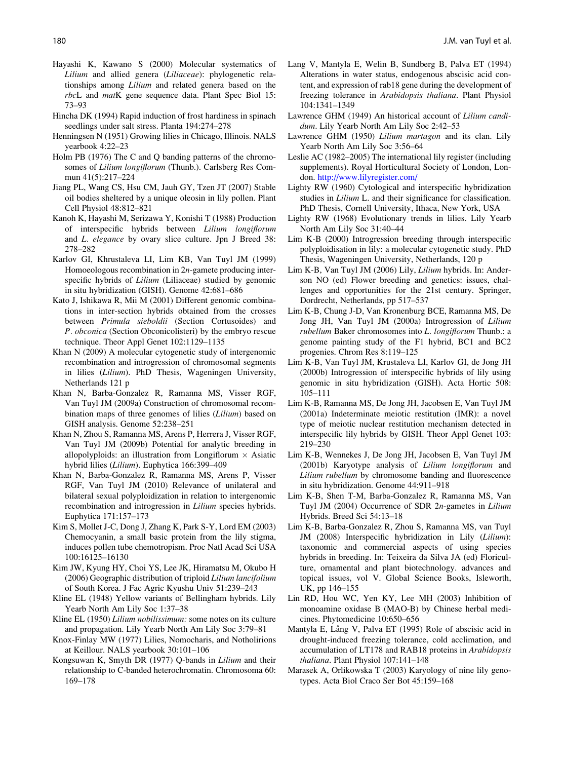Hayashi K, Kawano S (2000) Molecular systematics of *Lilium* and allied genera (*Liliaceae*): phylogenetic relationships among *Lilium* and related genera based on the *rbc*L and *mat*K gene sequence data. Plant Spec Biol 15: 73–93

Hincha DK (1994) Rapid induction of frost hardiness in spinach seedlings under salt stress. Planta 194:274–278

Henningsen N (1951) Growing lilies in Chicago, Illinois. NALS yearbook 4:22–23

Holm PB (1976) The C and Q banding patterns of the chromosomes of *Lilium longiflorum* (Thunb.). Carlsberg Res Commun 41(5):217–224

Jiang PL, Wang CS, Hsu CM, Jauh GY, Tzen JT (2007) Stable oil bodies sheltered by a unique oleosin in lily pollen. Plant Cell Physiol 48:812–821

Kanoh K, Hayashi M, Serizawa Y, Konishi T (1988) Production of interspecific hybrids between *Lilium longiflorum* and *L. elegance* by ovary slice culture. Jpn J Breed 38: 278–282

Karlov GI, Khrustaleva LI, Lim KB, Van Tuyl JM (1999) Homoeologous recombination in 2*n*-gamete producing interspecific hybrids of *Lilium* (Liliaceae) studied by genomic in situ hybridization (GISH). Genome 42:681–686

Kato J, Ishikawa R, Mii M (2001) Different genomic combinations in inter-section hybrids obtained from the crosses between *Primula sieboldii* (Section Cortusoides) and *P. obconica* (Section Obconicolisteri) by the embryo rescue technique. Theor Appl Genet 102:1129–1135

Khan N (2009) A molecular cytogenetic study of intergenomic recombination and introgression of chromosomal segments in lilies (*Lilium*). PhD Thesis, Wageningen University, Netherlands 121 p

Khan N, Barba-Gonzalez R, Ramanna MS, Visser RGF, Van Tuyl JM (2009a) Construction of chromosomal recombination maps of three genomes of lilies (*Lilium*) based on GISH analysis. Genome 52:238–251

Khan N, Zhou S, Ramanna MS, Arens P, Herrera J, Visser RGF, Van Tuyl JM (2009b) Potential for analytic breeding in allopolyploids: an illustration from Longiflorum × Asiatic hybrid lilies (*Lilium*). Euphytica 166:399–409

Khan N, Barba-Gonzalez R, Ramanna MS, Arens P, Visser RGF, Van Tuyl JM (2010) Relevance of unilateral and bilateral sexual polyploidization in relation to intergenomic recombination and introgression in *Lilium* species hybrids. Euphytica 171:157–173

Kim S, Mollet J-C, Dong J, Zhang K, Park S-Y, Lord EM (2003) Chemocyanin, a small basic protein from the lily stigma, induces pollen tube chemotropism. Proc Natl Acad Sci USA 100:16125–16130

Kim JW, Kyung HY, Choi YS, Lee JK, Hiramatsu M, Okubo H (2006) Geographic distribution of triploid *Lilium lancifolium* of South Korea. J Fac Agric Kyushu Univ 51:239–243

Kline EL (1948) Yellow variants of Bellingham hybrids. Lily Yearb North Am Lily Soc 1:37–38

Kline EL (1950) *Lilium nobilissimum:* some notes on its culture and propagation. Lily Yearb North Am Lily Soc 3:79–81

Knox-Finlay MW (1977) Lilies, Nomocharis, and Notholirions at Keillour. NALS yearbook 30:101–106

Kongsuwan K, Smyth DR (1977) Q-bands in *Lilium* and their relationship to C-banded heterochromatin. Chromosoma 60: 169–178

Lang V, Mantyla E, Welin B, Sundberg B, Palva ET (1994) Alterations in water status, endogenous abscisic acid content, and expression of rab18 gene during the development of freezing tolerance in *Arabidopsis thaliana*. Plant Physiol 104:1341–1349

Lawrence GHM (1949) An historical account of *Lilium candidum*. Lily Yearb North Am Lily Soc 2:42–53

Lawrence GHM (1950) *Lilium martagon* and its clan. Lily Yearb North Am Lily Soc 3:56–64

Leslie AC (1982–2005) The international lily register (including supplements). Royal Horticultural Society of London, London. http://www.lilyregister.com/

Lighty RW (1960) Cytological and interspecific hybridization studies in *Lilium* L. and their significance for classification. PhD Thesis, Cornell University, Ithaca, New York, USA

Lighty RW (1968) Evolutionary trends in lilies. Lily Yearb North Am Lily Soc 31:40–44

Lim K-B (2000) Introgression breeding through interspecific polyploidisation in lily: a molecular cytogenetic study. PhD Thesis, Wageningen University, Netherlands, 120 p

Lim K-B, Van Tuyl JM (2006) Lily, *Lilium* hybrids. In: Anderson NO (ed) Flower breeding and genetics: issues, challenges and opportunities for the 21st century. Springer, Dordrecht, Netherlands, pp 517–537

Lim K-B, Chung J-D, Van Kronenburg BCE, Ramanna MS, De Jong JH, Van Tuyl JM (2000a) Introgression of *Lilium rubellum* Baker chromosomes into *L. longiflorum* Thunb.: a genome painting study of the F1 hybrid, BC1 and BC2 progenies. Chrom Res 8:119–125

Lim K-B, Van Tuyl JM, Krustaleva LI, Karlov GI, de Jong JH (2000b) Introgression of interspecific hybrids of lily using genomic in situ hybridization (GISH). Acta Hortic 508: 105–111

Lim K-B, Ramanna MS, De Jong JH, Jacobsen E, Van Tuyl JM (2001a) Indeterminate meiotic restitution (IMR): a novel type of meiotic nuclear restitution mechanism detected in interspecific lily hybrids by GISH. Theor Appl Genet 103: 219–230

Lim K-B, Wennekes J, De Jong JH, Jacobsen E, Van Tuyl JM (2001b) Karyotype analysis of *Lilium longiflorum* and *Lilium rubellum* by chromosome banding and fluorescence in situ hybridization. Genome 44:911–918

Lim K-B, Shen T-M, Barba-Gonzalez R, Ramanna MS, Van Tuyl JM (2004) Occurrence of SDR 2*n*-gametes in *Lilium* Hybrids. Breed Sci 54:13–18

Lim K-B, Barba-Gonzalez R, Zhou S, Ramanna MS, van Tuyl JM (2008) Interspecific hybridization in Lily (*Lilium*): taxonomic and commercial aspects of using species hybrids in breeding. In: Teixeira da Silva JA (ed) Floriculture, ornamental and plant biotechnology. advances and topical issues, vol V. Global Science Books, Isleworth, UK, pp 146–155

Lin RD, Hou WC, Yen KY, Lee MH (2003) Inhibition of monoamine oxidase B (MAO-B) by Chinese herbal medicines. Phytomedicine 10:650–656

Mantyla E, Lång V, Palva ET (1995) Role of abscisic acid in drought-induced freezing tolerance, cold acclimation, and accumulation of LT178 and RAB18 proteins in *Arabidopsis thaliana*. Plant Physiol 107:141–148

Marasek A, Orlikowska T (2003) Karyology of nine lily genotypes. Acta Biol Craco Ser Bot 45:159–168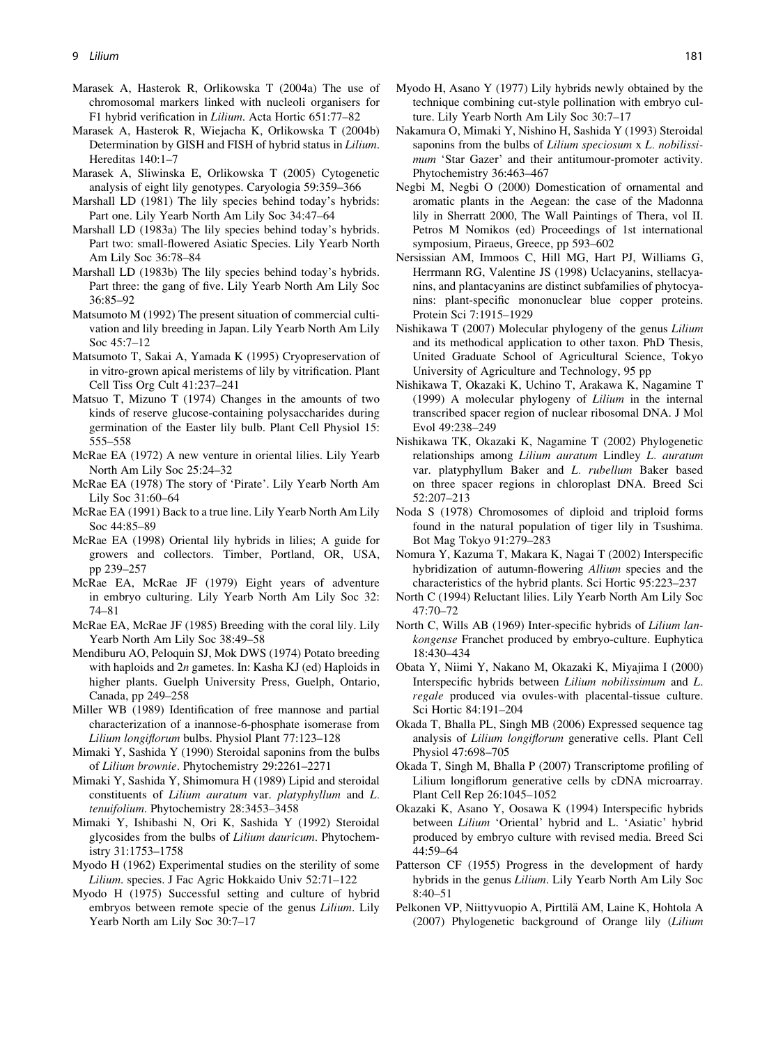Marasek A, Hasterok R, Orlikowska T (2004a) The use of chromosomal markers linked with nucleoli organisers for F1 hybrid verification in *Lilium*. Acta Hortic 651:77–82

Marasek A, Hasterok R, Wiejacha K, Orlikowska T (2004b) Determination by GISH and FISH of hybrid status in *Lilium*. Hereditas 140:1–7

Marasek A, Sliwinska E, Orlikowska T (2005) Cytogenetic analysis of eight lily genotypes. Caryologia 59:359–366

Marshall LD (1981) The lily species behind today's hybrids: Part one. Lily Yearb North Am Lily Soc 34:47–64

Marshall LD (1983a) The lily species behind today's hybrids. Part two: small-flowered Asiatic Species. Lily Yearb North Am Lily Soc 36:78–84

Marshall LD (1983b) The lily species behind today's hybrids. Part three: the gang of five. Lily Yearb North Am Lily Soc 36:85–92

Matsumoto M (1992) The present situation of commercial cultivation and lily breeding in Japan. Lily Yearb North Am Lily Soc 45:7–12

Matsumoto T, Sakai A, Yamada K (1995) Cryopreservation of in vitro-grown apical meristems of lily by vitrification. Plant Cell Tiss Org Cult 41:237–241

Matsuo T, Mizuno T (1974) Changes in the amounts of two kinds of reserve glucose-containing polysaccharides during germination of the Easter lily bulb. Plant Cell Physiol 15: 555–558

McRae EA (1972) A new venture in oriental lilies. Lily Yearb North Am Lily Soc 25:24–32

McRae EA (1978) The story of 'Pirate'. Lily Yearb North Am Lily Soc 31:60–64

McRae EA (1991) Back to a true line. Lily Yearb North Am Lily Soc 44:85–89

McRae EA (1998) Oriental lily hybrids in lilies; A guide for growers and collectors. Timber, Portland, OR, USA, pp 239–257

McRae EA, McRae JF (1979) Eight years of adventure in embryo culturing. Lily Yearb North Am Lily Soc 32: 74–81

McRae EA, McRae JF (1985) Breeding with the coral lily. Lily Yearb North Am Lily Soc 38:49–58

Mendiburu AO, Peloquin SJ, Mok DWS (1974) Potato breeding with haploids and 2*n* gametes. In: Kasha KJ (ed) Haploids in higher plants. Guelph University Press, Guelph, Ontario, Canada, pp 249–258

Miller WB (1989) Identification of free mannose and partial characterization of a inannose-6-phosphate isomerase from *Lilium longiflorum* bulbs. Physiol Plant 77:123–128

Mimaki Y, Sashida Y (1990) Steroidal saponins from the bulbs of *Lilium brownie*. Phytochemistry 29:2261–2271

Mimaki Y, Sashida Y, Shimomura H (1989) Lipid and steroidal constituents of *Lilium auratum* var. *platyphyllum* and *L. tenuifolium*. Phytochemistry 28:3453–3458

Mimaki Y, Ishibashi N, Ori K, Sashida Y (1992) Steroidal glycosides from the bulbs of *Lilium dauricum*. Phytochemistry 31:1753–1758

Myodo H (1962) Experimental studies on the sterility of some *Lilium*. species. J Fac Agric Hokkaido Univ 52:71–122

Myodo H (1975) Successful setting and culture of hybrid embryos between remote specie of the genus *Lilium*. Lily Yearb North am Lily Soc 30:7–17

Myodo H, Asano Y (1977) Lily hybrids newly obtained by the technique combining cut-style pollination with embryo culture. Lily Yearb North Am Lily Soc 30:7–17

Nakamura O, Mimaki Y, Nishino H, Sashida Y (1993) Steroidal saponins from the bulbs of *Lilium speciosum* x *L. nobilissimum* 'Star Gazer' and their antitumour-promoter activity. Phytochemistry 36:463–467

Negbi M, Negbi O (2000) Domestication of ornamental and aromatic plants in the Aegean: the case of the Madonna lily in Sherratt 2000, The Wall Paintings of Thera, vol II. Petros M Nomikos (ed) Proceedings of 1st international symposium, Piraeus, Greece, pp 593–602

Nersissian AM, Immoos C, Hill MG, Hart PJ, Williams G, Herrmann RG, Valentine JS (1998) Uclacyanins, stellacyanins, and plantacyanins are distinct subfamilies of phytocyanins: plant-specific mononuclear blue copper proteins. Protein Sci 7:1915–1929

Nishikawa T (2007) Molecular phylogeny of the genus *Lilium* and its methodical application to other taxon. PhD Thesis, United Graduate School of Agricultural Science, Tokyo University of Agriculture and Technology, 95 pp

Nishikawa T, Okazaki K, Uchino T, Arakawa K, Nagamine T (1999) A molecular phylogeny of *Lilium* in the internal transcribed spacer region of nuclear ribosomal DNA. J Mol Evol 49:238–249

Nishikawa TK, Okazaki K, Nagamine T (2002) Phylogenetic relationships among *Lilium auratum* Lindley *L. auratum* var. platyphyllum Baker and *L. rubellum* Baker based on three spacer regions in chloroplast DNA. Breed Sci 52:207–213

Noda S (1978) Chromosomes of diploid and triploid forms found in the natural population of tiger lily in Tsushima. Bot Mag Tokyo 91:279–283

Nomura Y, Kazuma T, Makara K, Nagai T (2002) Interspecific hybridization of autumn-flowering *Allium* species and the characteristics of the hybrid plants. Sci Hortic 95:223–237

North C (1994) Reluctant lilies. Lily Yearb North Am Lily Soc 47:70–72

North C, Wills AB (1969) Inter-specific hybrids of *Lilium lankongense* Franchet produced by embryo-culture. Euphytica 18:430–434

Obata Y, Niimi Y, Nakano M, Okazaki K, Miyajima I (2000) Interspecific hybrids between *Lilium nobilissimum* and *L. regale* produced via ovules-with placental-tissue culture. Sci Hortic 84:191–204

Okada T, Bhalla PL, Singh MB (2006) Expressed sequence tag analysis of *Lilium longiflorum* generative cells. Plant Cell Physiol 47:698–705

Okada T, Singh M, Bhalla P (2007) Transcriptome profiling of Lilium longiflorum generative cells by cDNA microarray. Plant Cell Rep 26:1045–1052

Okazaki K, Asano Y, Oosawa K (1994) Interspecific hybrids between *Lilium* 'Oriental' hybrid and L. 'Asiatic' hybrid produced by embryo culture with revised media. Breed Sci 44:59–64

Patterson CF (1955) Progress in the development of hardy hybrids in the genus *Lilium*. Lily Yearb North Am Lily Soc 8:40–51

Pelkonen VP, Niittyvuopio A, Pirttilä AM, Laine K, Hohtola A (2007) Phylogenetic background of Orange lily (*Lilium*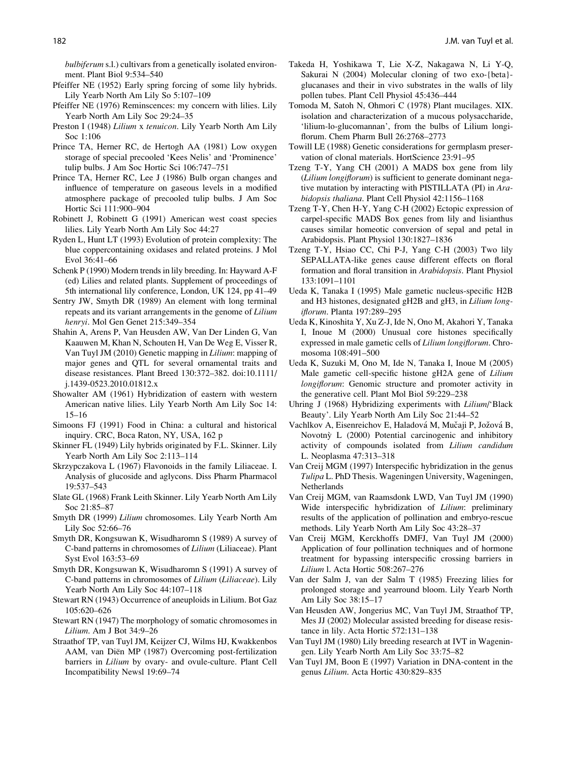*bulbiferum* s.l.) cultivars from a genetically isolated environment. Plant Biol 9:534–540

Pfeiffer NE (1952) Early spring forcing of some lily hybrids. Lily Yearb North Am Lily So 5:107–109

Pfeiffer NE (1976) Reminscences: my concern with lilies. Lily Yearb North Am Lily Soc 29:24–35

Preston I (1948) *Lilium* x *tenuicon*. Lily Yearb North Am Lily Soc 1:106

Prince TA, Herner RC, de Hertogh AA (1981) Low oxygen storage of special precooled 'Kees Nelis' and 'Prominence' tulip bulbs. J Am Soc Hortic Sci 106:747–751

Prince TA, Herner RC, Lee J (1986) Bulb organ changes and influence of temperature on gaseous levels in a modified atmosphere package of precooled tulip bulbs. J Am Soc Hortic Sci 111:900–904

Robinett J, Robinett G (1991) American west coast species lilies. Lily Yearb North Am Lily Soc 44:27

Ryden L, Hunt LT (1993) Evolution of protein complexity: The blue coppercontaining oxidases and related proteins. J Mol Evol 36:41–66

Schenk P (1990) Modern trends in lily breeding. In: Hayward A-F (ed) Lilies and related plants. Supplement of proceedings of 5th international lily conference, London, UK 124, pp 41–49

Sentry JW, Smyth DR (1989) An element with long terminal repeats and its variant arrangements in the genome of *Lilium henryi*. Mol Gen Genet 215:349–354

Shahin A, Arens P, Van Heusden AW, Van Der Linden G, Van Kaauwen M, Khan N, Schouten H, Van De Weg E, Visser R, Van Tuyl JM (2010) Genetic mapping in *Lilium*: mapping of major genes and QTL for several ornamental traits and disease resistances. Plant Breed 130:372–382. doi:10.1111/j.1439-0523.2010.01812.x

Showalter AM (1961) Hybridization of eastern with western American native lilies. Lily Yearb North Am Lily Soc 14: 15–16

Simoons FJ (1991) Food in China: a cultural and historical inquiry. CRC, Boca Raton, NY, USA, 162 p

Skinner FL (1949) Lily hybrids originated by F.L. Skinner. Lily Yearb North Am Lily Soc 2:113–114

Skrzypczakova L (1967) Flavonoids in the family Liliaceae. I. Analysis of glucoside and aglycons. Diss Pharm Pharmacol 19:537–543

Slate GL (1968) Frank Leith Skinner. Lily Yearb North Am Lily Soc 21:85–87

Smyth DR (1999) *Lilium* chromosomes. Lily Yearb North Am Lily Soc 52:66–76

Smyth DR, Kongsuwan K, Wisudharomn S (1989) A survey of C-band patterns in chromosomes of *Lilium* (Liliaceae). Plant Syst Evol 163:53–69

Smyth DR, Kongsuwan K, Wisudharomn S (1991) A survey of C-band patterns in chromosomes of *Lilium* (*Liliaceae*). Lily Yearb North Am Lily Soc 44:107–118

Stewart RN (1943) Occurrence of aneuploids in Lilium. Bot Gaz 105:620–626

Stewart RN (1947) The morphology of somatic chromosomes in *Lilium*. Am J Bot 34:9–26

Straathof TP, van Tuyl JM, Keijzer CJ, Wilms HJ, Kwakkenbos AAM, van Diën MP (1987) Overcoming post-fertilization barriers in *Lilium* by ovary- and ovule-culture. Plant Cell Incompatibility Newsl 19:69–74

Takeda H, Yoshikawa T, Lie X-Z, Nakagawa N, Li Y-Q, Sakurai N (2004) Molecular cloning of two exo-{beta}-glucanases and their in vivo substrates in the walls of lily pollen tubes. Plant Cell Physiol 45:436–444

Tomoda M, Satoh N, Ohmori C (1978) Plant mucilages. XIX. isolation and characterization of a mucous polysaccharide, 'lilium-lo-glucomannan', from the bulbs of Lilium longiflorum. Chem Pharm Bull 26:2768–2773

Towill LE (1988) Genetic considerations for germplasm preservation of clonal materials. HortScience 23:91–95

Tzeng T-Y, Yang CH (2001) A MADS box gene from lily (*Lilium longiflorum*) is sufficient to generate dominant negative mutation by interacting with PISTILLATA (PI) in *Arabidopsis thaliana*. Plant Cell Physiol 42:1156–1168

Tzeng T-Y, Chen H-Y, Yang C-H (2002) Ectopic expression of carpel-specific MADS Box genes from lily and lisianthus causes similar homeotic conversion of sepal and petal in Arabidopsis. Plant Physiol 130:1827–1836

Tzeng T-Y, Hsiao CC, Chi P-J, Yang C-H (2003) Two lily SEPALLATA-like genes cause different effects on floral formation and floral transition in *Arabidopsis*. Plant Physiol 133:1091–1101

Ueda K, Tanaka I (1995) Male gametic nucleus-specific H2B and H3 histones, designated gH2B and gH3, in *Lilium longiflorum*. Planta 197:289–295

Ueda K, Kinoshita Y, Xu Z-J, Ide N, Ono M, Akahori Y, Tanaka I, Inoue M (2000) Unusual core histones specifically expressed in male gametic cells of *Lilium longiflorum*. Chromosoma 108:491–500

Ueda K, Suzuki M, Ono M, Ide N, Tanaka I, Inoue M (2005) Male gametic cell-specific histone gH2A gene of *Lilium longiflorum*: Genomic structure and promoter activity in the generative cell. Plant Mol Biol 59:229–238

Uhring J (1968) Hybridizing experiments with *Lilium*/'Black Beauty'. Lily Yearb North Am Lily Soc 21:44–52

Vachlkov A, Eisenreichov E, Haladová M, Mučaji P, Jožová B, Novotný L (2000) Potential carcinogenic and inhibitory activity of compounds isolated from *Lilium candidum* L. Neoplasma 47:313–318

Van Creij MGM (1997) Interspecific hybridization in the genus *Tulipa* L. PhD Thesis. Wageningen University, Wageningen, Netherlands

Van Creij MGM, van Raamsdonk LWD, Van Tuyl JM (1990) Wide interspecific hybridization of *Lilium*: preliminary results of the application of pollination and embryo-rescue methods. Lily Yearb North Am Lily Soc 43:28–37

Van Creij MGM, Kerckhoffs DMFJ, Van Tuyl JM (2000) Application of four pollination techniques and of hormone treatment for bypassing interspecific crossing barriers in *Lilium* l. Acta Hortic 508:267–276

Van der Salm J, van der Salm T (1985) Freezing lilies for prolonged storage and yearround bloom. Lily Yearb North Am Lily Soc 38:15–17

Van Heusden AW, Jongerius MC, Van Tuyl JM, Straathof TP, Mes JJ (2002) Molecular assisted breeding for disease resistance in lily. Acta Hortic 572:131–138

Van Tuyl JM (1980) Lily breeding research at IVT in Wageningen. Lily Yearb North Am Lily Soc 33:75–82

Van Tuyl JM, Boon E (1997) Variation in DNA-content in the genus *Lilium*. Acta Hortic 430:829–835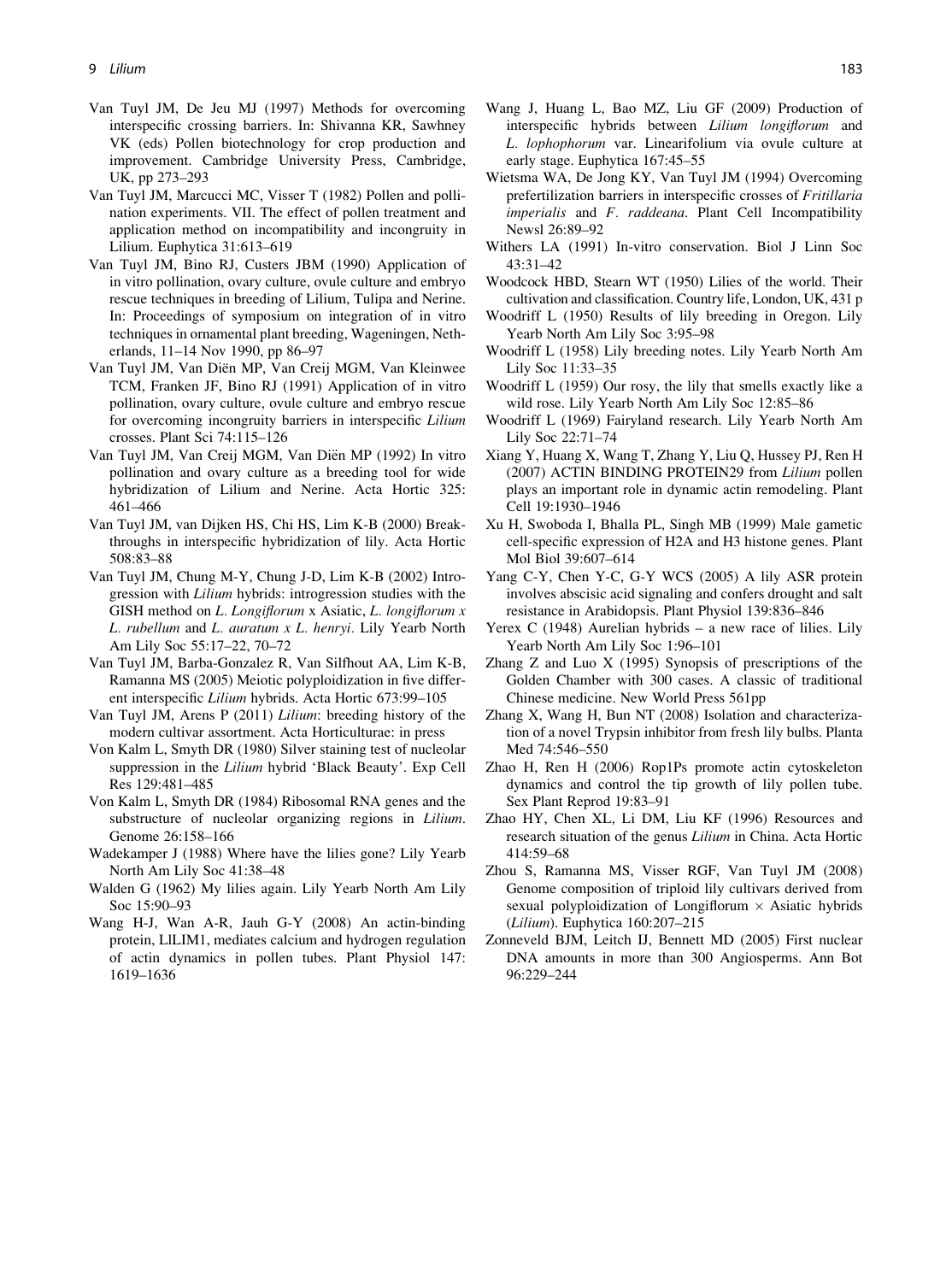Van Tuyl JM, De Jeu MJ (1997) Methods for overcoming interspecific crossing barriers. In: Shivanna KR, Sawhney VK (eds) Pollen biotechnology for crop production and improvement. Cambridge University Press, Cambridge, UK, pp 273–293

Van Tuyl JM, Marcucci MC, Visser T (1982) Pollen and pollination experiments. VII. The effect of pollen treatment and application method on incompatibility and incongruity in Lilium. Euphytica 31:613–619

Van Tuyl JM, Bino RJ, Custers JBM (1990) Application of in vitro pollination, ovary culture, ovule culture and embryo rescue techniques in breeding of Lilium, Tulipa and Nerine. In: Proceedings of symposium on integration of in vitro techniques in ornamental plant breeding, Wageningen, Netherlands, 11–14 Nov 1990, pp 86–97

Van Tuyl JM, Van Diën MP, Van Creij MGM, Van Kleinwee TCM, Franken JF, Bino RJ (1991) Application of in vitro pollination, ovary culture, ovule culture and embryo rescue for overcoming incongruity barriers in interspecific *Lilium* crosses. Plant Sci 74:115–126

Van Tuyl JM, Van Creij MGM, Van Diën MP (1992) In vitro pollination and ovary culture as a breeding tool for wide hybridization of Lilium and Nerine. Acta Hortic 325: 461–466

Van Tuyl JM, van Dijken HS, Chi HS, Lim K-B (2000) Breakthroughs in interspecific hybridization of lily. Acta Hortic 508:83–88

Van Tuyl JM, Chung M-Y, Chung J-D, Lim K-B (2002) Introgression with *Lilium* hybrids: introgression studies with the GISH method on *L. Longiflorum* x Asiatic, *L. longiflorum x L. rubellum* and *L. auratum x L. henryi*. Lily Yearb North Am Lily Soc 55:17–22, 70–72

Van Tuyl JM, Barba-Gonzalez R, Van Silfhout AA, Lim K-B, Ramanna MS (2005) Meiotic polyploidization in five different interspecific *Lilium* hybrids. Acta Hortic 673:99–105

Van Tuyl JM, Arens P (2011) *Lilium*: breeding history of the modern cultivar assortment. Acta Horticulturae: in press

Von Kalm L, Smyth DR (1980) Silver staining test of nucleolar suppression in the *Lilium* hybrid 'Black Beauty'. Exp Cell Res 129:481–485

Von Kalm L, Smyth DR (1984) Ribosomal RNA genes and the substructure of nucleolar organizing regions in *Lilium*. Genome 26:158–166

Wadekamper J (1988) Where have the lilies gone? Lily Yearb North Am Lily Soc 41:38–48

Walden G (1962) My lilies again. Lily Yearb North Am Lily Soc 15:90–93

Wang H-J, Wan A-R, Jauh G-Y (2008) An actin-binding protein, LlLIM1, mediates calcium and hydrogen regulation of actin dynamics in pollen tubes. Plant Physiol 147: 1619–1636

Wang J, Huang L, Bao MZ, Liu GF (2009) Production of interspecific hybrids between *Lilium longiflorum* and *L. lophophorum* var. Linearifolium via ovule culture at early stage. Euphytica 167:45–55

Wietsma WA, De Jong KY, Van Tuyl JM (1994) Overcoming prefertilization barriers in interspecific crosses of *Fritillaria imperialis* and *F. raddeana*. Plant Cell Incompatibility Newsl 26:89–92

Withers LA (1991) In-vitro conservation. Biol J Linn Soc 43:31–42

Woodcock HBD, Stearn WT (1950) Lilies of the world. Their cultivation and classification. Country life, London, UK, 431 p

Woodriff L (1950) Results of lily breeding in Oregon. Lily Yearb North Am Lily Soc 3:95–98

Woodriff L (1958) Lily breeding notes. Lily Yearb North Am Lily Soc 11:33–35

Woodriff L (1959) Our rosy, the lily that smells exactly like a wild rose. Lily Yearb North Am Lily Soc 12:85–86

Woodriff L (1969) Fairyland research. Lily Yearb North Am Lily Soc 22:71–74

Xiang Y, Huang X, Wang T, Zhang Y, Liu Q, Hussey PJ, Ren H (2007) ACTIN BINDING PROTEIN29 from *Lilium* pollen plays an important role in dynamic actin remodeling. Plant Cell 19:1930–1946

Xu H, Swoboda I, Bhalla PL, Singh MB (1999) Male gametic cell-specific expression of H2A and H3 histone genes. Plant Mol Biol 39:607–614

Yang C-Y, Chen Y-C, G-Y WCS (2005) A lily ASR protein involves abscisic acid signaling and confers drought and salt resistance in Arabidopsis. Plant Physiol 139:836–846

Yerex C (1948) Aurelian hybrids – a new race of lilies. Lily Yearb North Am Lily Soc 1:96–101

Zhang Z and Luo X (1995) Synopsis of prescriptions of the Golden Chamber with 300 cases. A classic of traditional Chinese medicine. New World Press 561pp

Zhang X, Wang H, Bun NT (2008) Isolation and characterization of a novel Trypsin inhibitor from fresh lily bulbs. Planta Med 74:546–550

Zhao H, Ren H (2006) Rop1Ps promote actin cytoskeleton dynamics and control the tip growth of lily pollen tube. Sex Plant Reprod 19:83–91

Zhao HY, Chen XL, Li DM, Liu KF (1996) Resources and research situation of the genus *Lilium* in China. Acta Hortic 414:59–68

Zhou S, Ramanna MS, Visser RGF, Van Tuyl JM (2008) Genome composition of triploid lily cultivars derived from sexual polyploidization of Longiflorum × Asiatic hybrids (*Lilium*). Euphytica 160:207–215

Zonneveld BJM, Leitch IJ, Bennett MD (2005) First nuclear DNA amounts in more than 300 Angiosperms. Ann Bot 96:229–244